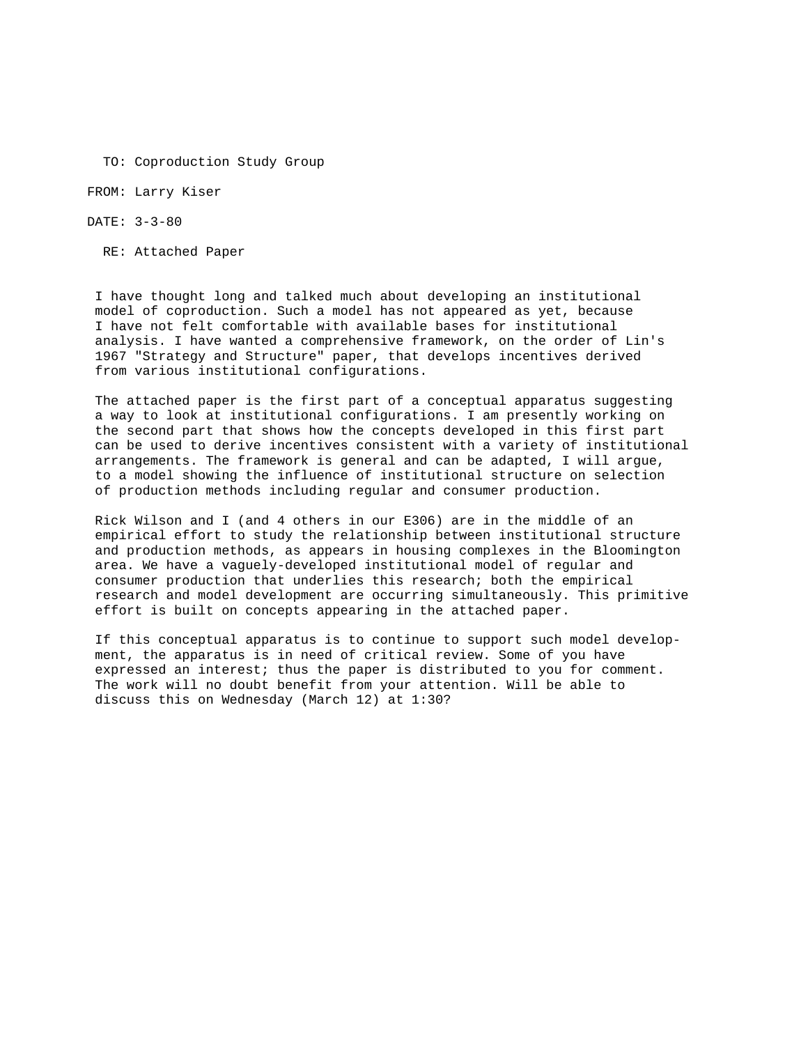TO: Coproduction Study Group

FROM: Larry Kiser

DATE: 3-3-80

RE: Attached Paper

I have thought long and talked much about developing an institutional model of coproduction. Such a model has not appeared as yet, because I have not felt comfortable with available bases for institutional analysis. I have wanted a comprehensive framework, on the order of Lin's 1967 "Strategy and Structure" paper, that develops incentives derived from various institutional configurations.

The attached paper is the first part of a conceptual apparatus suggesting a way to look at institutional configurations. I am presently working on the second part that shows how the concepts developed in this first part can be used to derive incentives consistent with a variety of institutional arrangements. The framework is general and can be adapted, I will argue, to a model showing the influence of institutional structure on selection of production methods including regular and consumer production.

Rick Wilson and I (and 4 others in our E306) are in the middle of an empirical effort to study the relationship between institutional structure and production methods, as appears in housing complexes in the Bloomington area. We have a vaguely-developed institutional model of regular and consumer production that underlies this research; both the empirical research and model development are occurring simultaneously. This primitive effort is built on concepts appearing in the attached paper.

If this conceptual apparatus is to continue to support such model development, the apparatus is in need of critical review. Some of you have expressed an interest; thus the paper is distributed to you for comment. The work will no doubt benefit from your attention. Will be able to discuss this on Wednesday (March 12) at 1:30?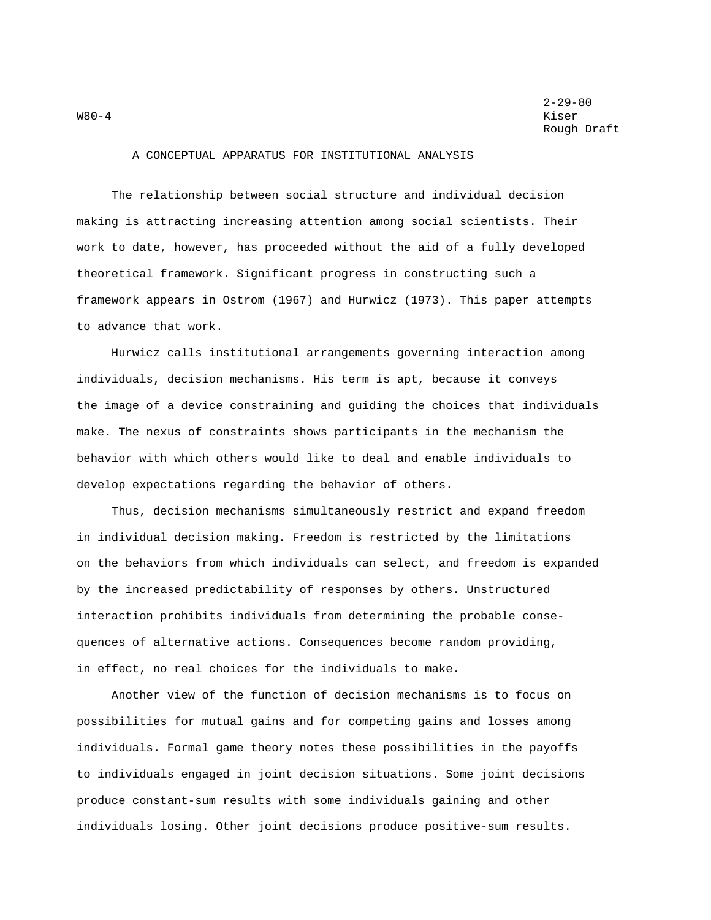W80-4

2-29-80
Kiser
Rough Draft

# A CONCEPTUAL APPARATUS FOR INSTITUTIONAL ANALYSIS

The relationship between social structure and individual decision making is attracting increasing attention among social scientists. Their work to date, however, has proceeded without the aid of a fully developed theoretical framework. Significant progress in constructing such a framework appears in Ostrom (1967) and Hurwicz (1973). This paper attempts to advance that work.

Hurwicz calls institutional arrangements governing interaction among individuals, decision mechanisms. His term is apt, because it conveys the image of a device constraining and guiding the choices that individuals make. The nexus of constraints shows participants in the mechanism the behavior with which others would like to deal and enable individuals to develop expectations regarding the behavior of others.

Thus, decision mechanisms simultaneously restrict and expand freedom in individual decision making. Freedom is restricted by the limitations on the behaviors from which individuals can select, and freedom is expanded by the increased predictability of responses by others. Unstructured interaction prohibits individuals from determining the probable consequences of alternative actions. Consequences become random providing, in effect, no real choices for the individuals to make.

Another view of the function of decision mechanisms is to focus on possibilities for mutual gains and for competing gains and losses among individuals. Formal game theory notes these possibilities in the payoffs to individuals engaged in joint decision situations. Some joint decisions produce constant-sum results with some individuals gaining and other individuals losing. Other joint decisions produce positive-sum results.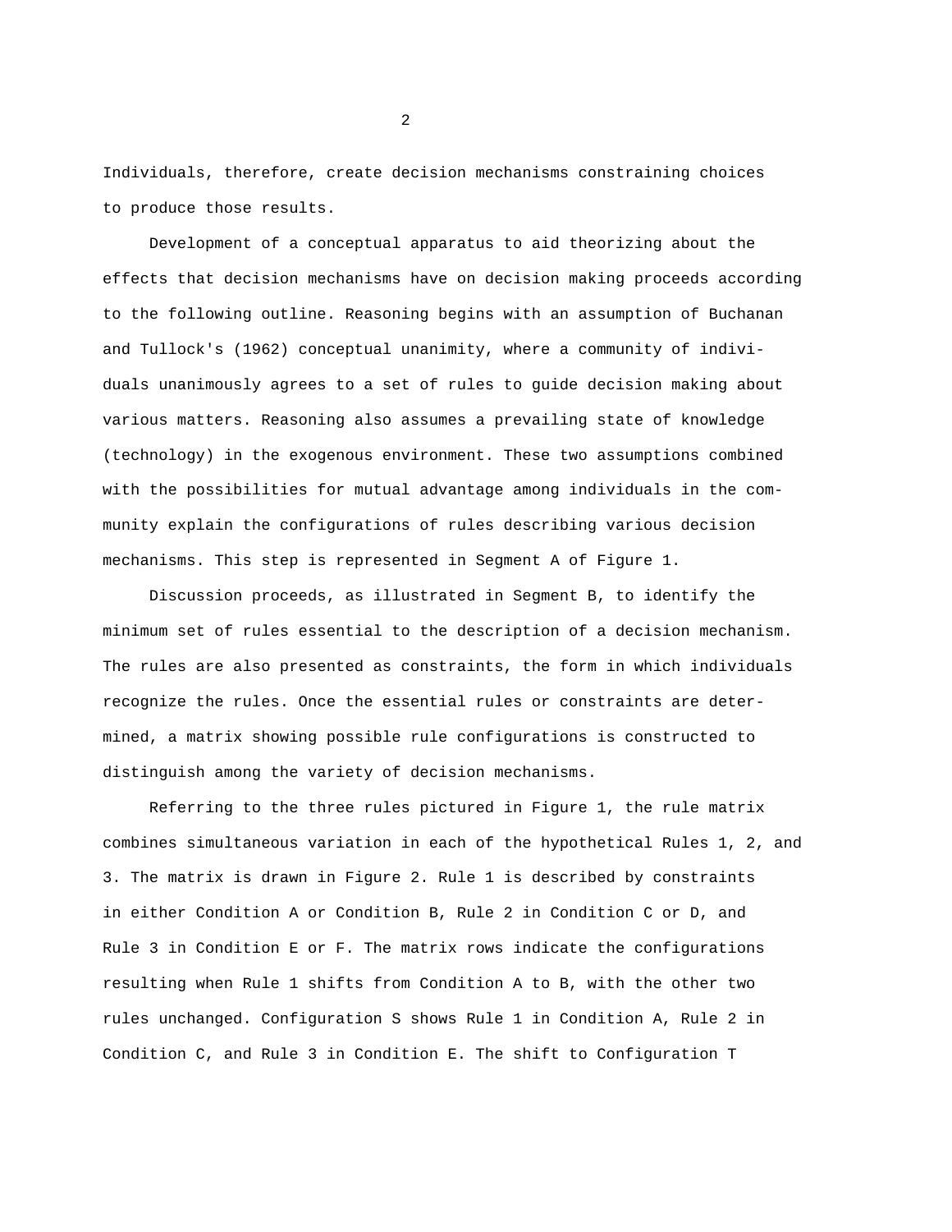Individuals, therefore, create decision mechanisms constraining choices to produce those results.

Development of a conceptual apparatus to aid theorizing about the effects that decision mechanisms have on decision making proceeds according to the following outline. Reasoning begins with an assumption of Buchanan and Tullock's (1962) conceptual unanimity, where a community of individuals unanimously agrees to a set of rules to guide decision making about various matters. Reasoning also assumes a prevailing state of knowledge (technology) in the exogenous environment. These two assumptions combined with the possibilities for mutual advantage among individuals in the community explain the configurations of rules describing various decision mechanisms. This step is represented in Segment A of Figure 1.

Discussion proceeds, as illustrated in Segment B, to identify the minimum set of rules essential to the description of a decision mechanism. The rules are also presented as constraints, the form in which individuals recognize the rules. Once the essential rules or constraints are determined, a matrix showing possible rule configurations is constructed to distinguish among the variety of decision mechanisms.

Referring to the three rules pictured in Figure 1, the rule matrix combines simultaneous variation in each of the hypothetical Rules 1, 2, and 3. The matrix is drawn in Figure 2. Rule 1 is described by constraints in either Condition A or Condition B, Rule 2 in Condition C or D, and Rule 3 in Condition E or F. The matrix rows indicate the configurations resulting when Rule 1 shifts from Condition A to B, with the other two rules unchanged. Configuration S shows Rule 1 in Condition A, Rule 2 in Condition C, and Rule 3 in Condition E. The shift to Configuration T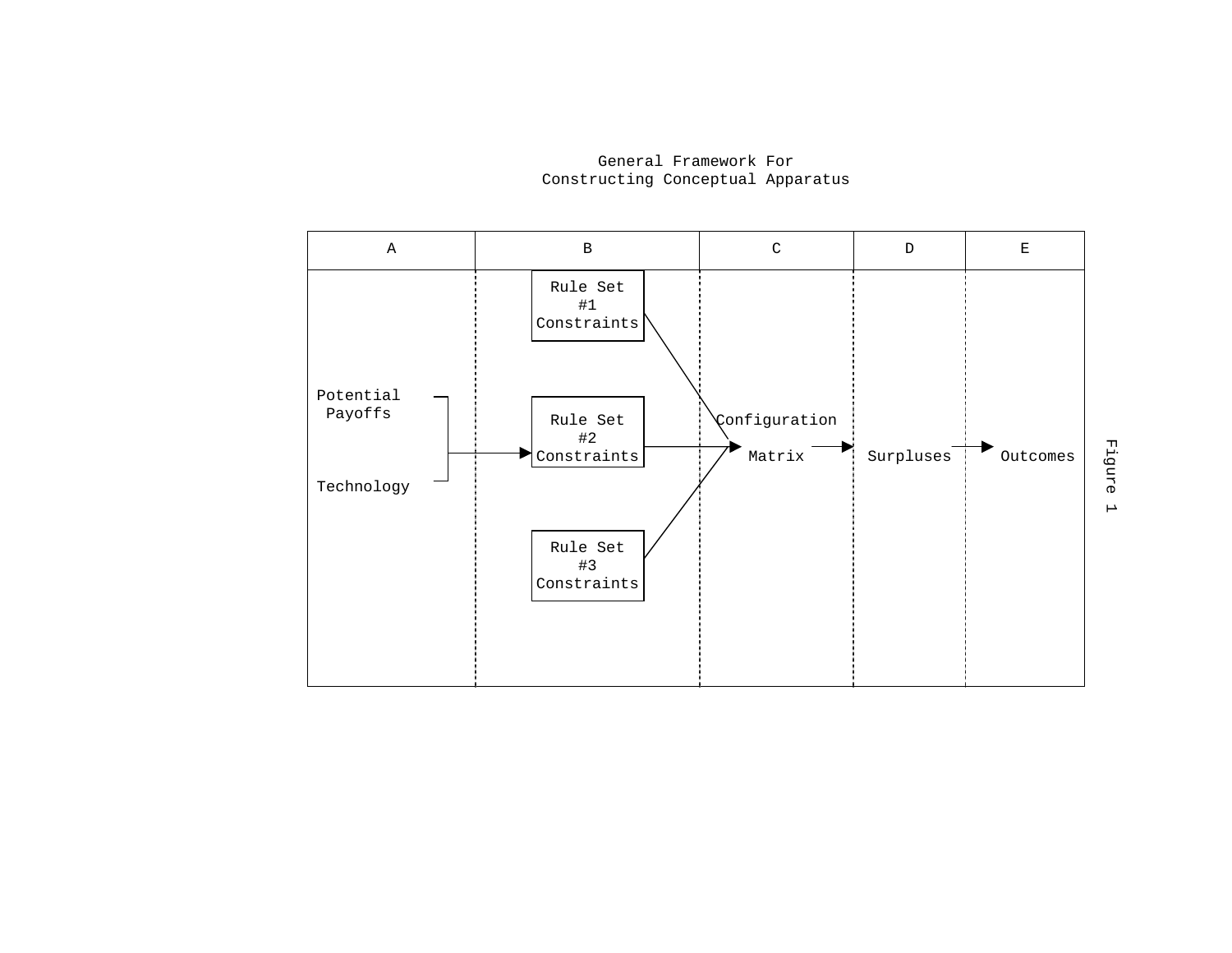General Framework For
Constructing Conceptual Apparatus

| A | B | C | D | E |
|---|---|---|---|---|
| | Rule Set #1 Constraints | | | |
| Potential Payoffs / Technology → | Rule Set #2 Constraints → | Configuration Matrix → | Surpluses → | Outcomes |
| | Rule Set #3 Constraints | | | |

Figure 1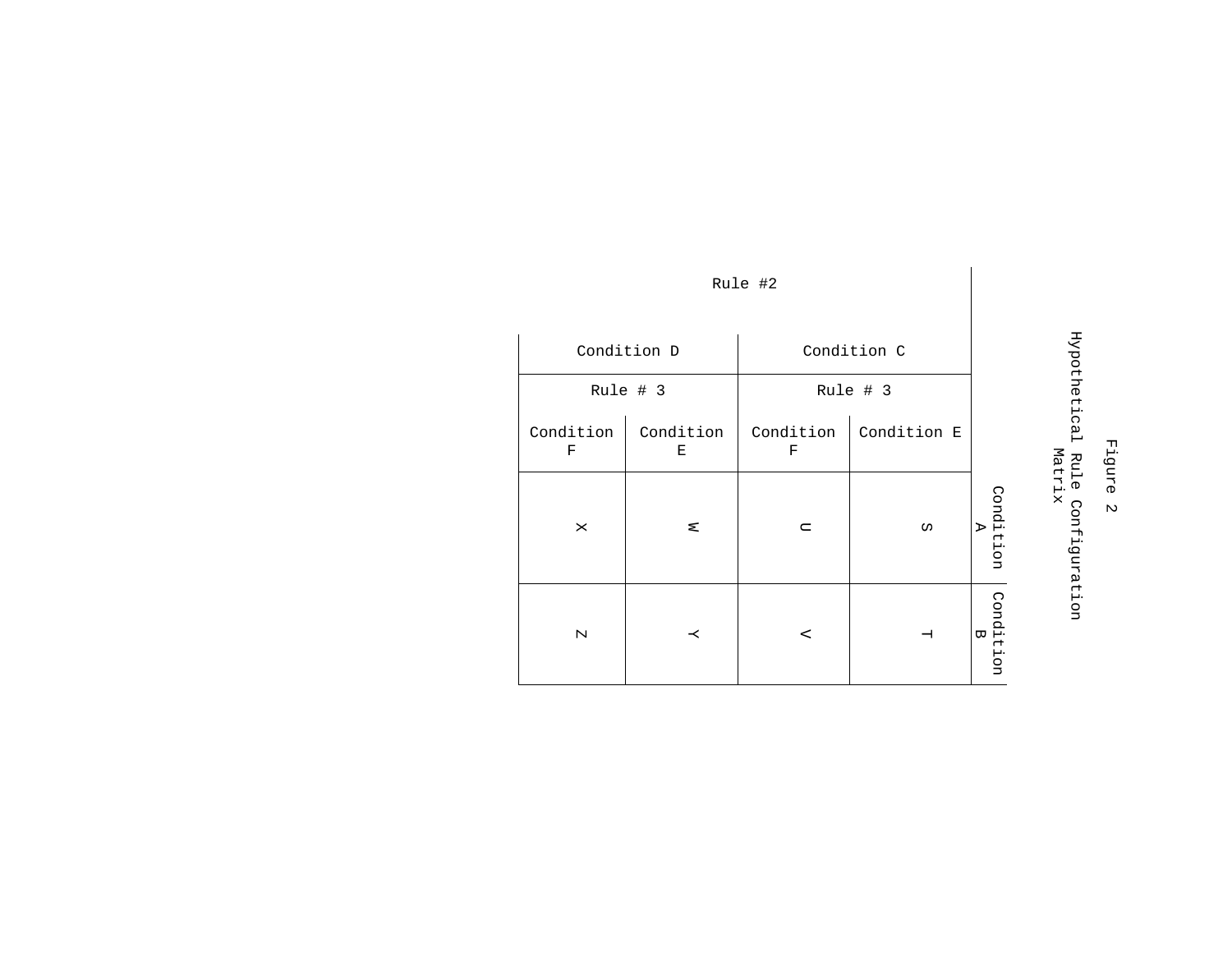Figure 2

Hypothetical Rule Configuration Matrix

| Rule #2 | | | Condition A | Condition B |
|---|---|---|---|---|
| Condition C | Rule # 3 | Condition E | S | T |
| | | Condition F | U | V |
| Condition D | Rule # 3 | Condition E | W | Y |
| | | Condition F | X | Z |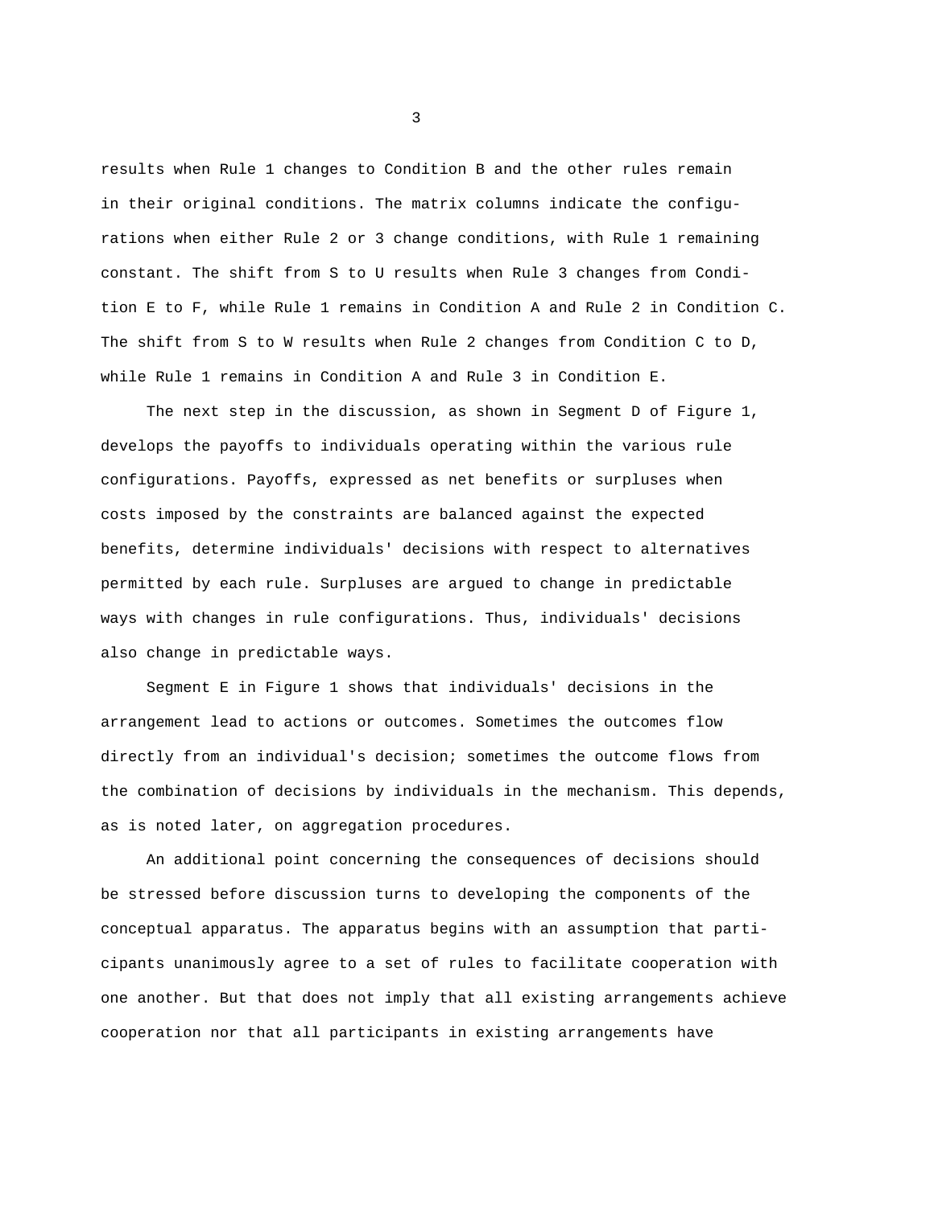results when Rule 1 changes to Condition B and the other rules remain in their original conditions. The matrix columns indicate the configurations when either Rule 2 or 3 change conditions, with Rule 1 remaining constant. The shift from S to U results when Rule 3 changes from Condition E to F, while Rule 1 remains in Condition A and Rule 2 in Condition C. The shift from S to W results when Rule 2 changes from Condition C to D, while Rule 1 remains in Condition A and Rule 3 in Condition E.

The next step in the discussion, as shown in Segment D of Figure 1, develops the payoffs to individuals operating within the various rule configurations. Payoffs, expressed as net benefits or surpluses when costs imposed by the constraints are balanced against the expected benefits, determine individuals' decisions with respect to alternatives permitted by each rule. Surpluses are argued to change in predictable ways with changes in rule configurations. Thus, individuals' decisions also change in predictable ways.

Segment E in Figure 1 shows that individuals' decisions in the arrangement lead to actions or outcomes. Sometimes the outcomes flow directly from an individual's decision; sometimes the outcome flows from the combination of decisions by individuals in the mechanism. This depends, as is noted later, on aggregation procedures.

An additional point concerning the consequences of decisions should be stressed before discussion turns to developing the components of the conceptual apparatus. The apparatus begins with an assumption that participants unanimously agree to a set of rules to facilitate cooperation with one another. But that does not imply that all existing arrangements achieve cooperation nor that all participants in existing arrangements have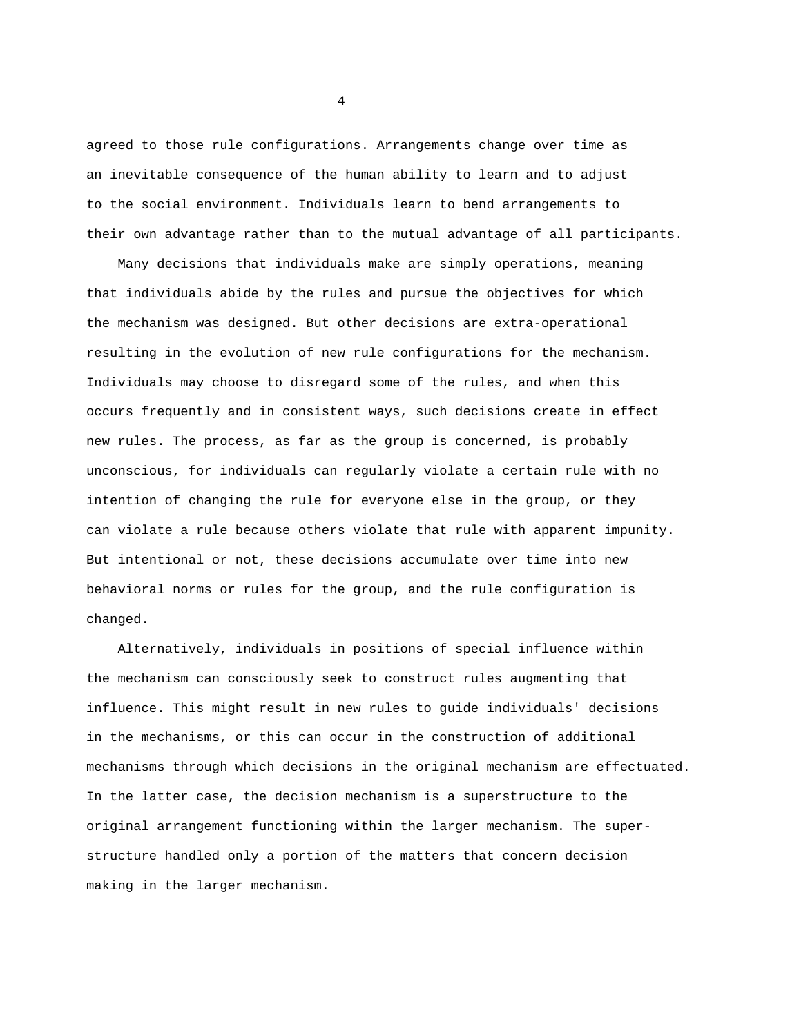agreed to those rule configurations. Arrangements change over time as an inevitable consequence of the human ability to learn and to adjust to the social environment. Individuals learn to bend arrangements to their own advantage rather than to the mutual advantage of all participants.

Many decisions that individuals make are simply operations, meaning that individuals abide by the rules and pursue the objectives for which the mechanism was designed. But other decisions are extra-operational resulting in the evolution of new rule configurations for the mechanism. Individuals may choose to disregard some of the rules, and when this occurs frequently and in consistent ways, such decisions create in effect new rules. The process, as far as the group is concerned, is probably unconscious, for individuals can regularly violate a certain rule with no intention of changing the rule for everyone else in the group, or they can violate a rule because others violate that rule with apparent impunity. But intentional or not, these decisions accumulate over time into new behavioral norms or rules for the group, and the rule configuration is changed.

Alternatively, individuals in positions of special influence within the mechanism can consciously seek to construct rules augmenting that influence. This might result in new rules to guide individuals' decisions in the mechanisms, or this can occur in the construction of additional mechanisms through which decisions in the original mechanism are effectuated. In the latter case, the decision mechanism is a superstructure to the original arrangement functioning within the larger mechanism. The superstructure handled only a portion of the matters that concern decision making in the larger mechanism.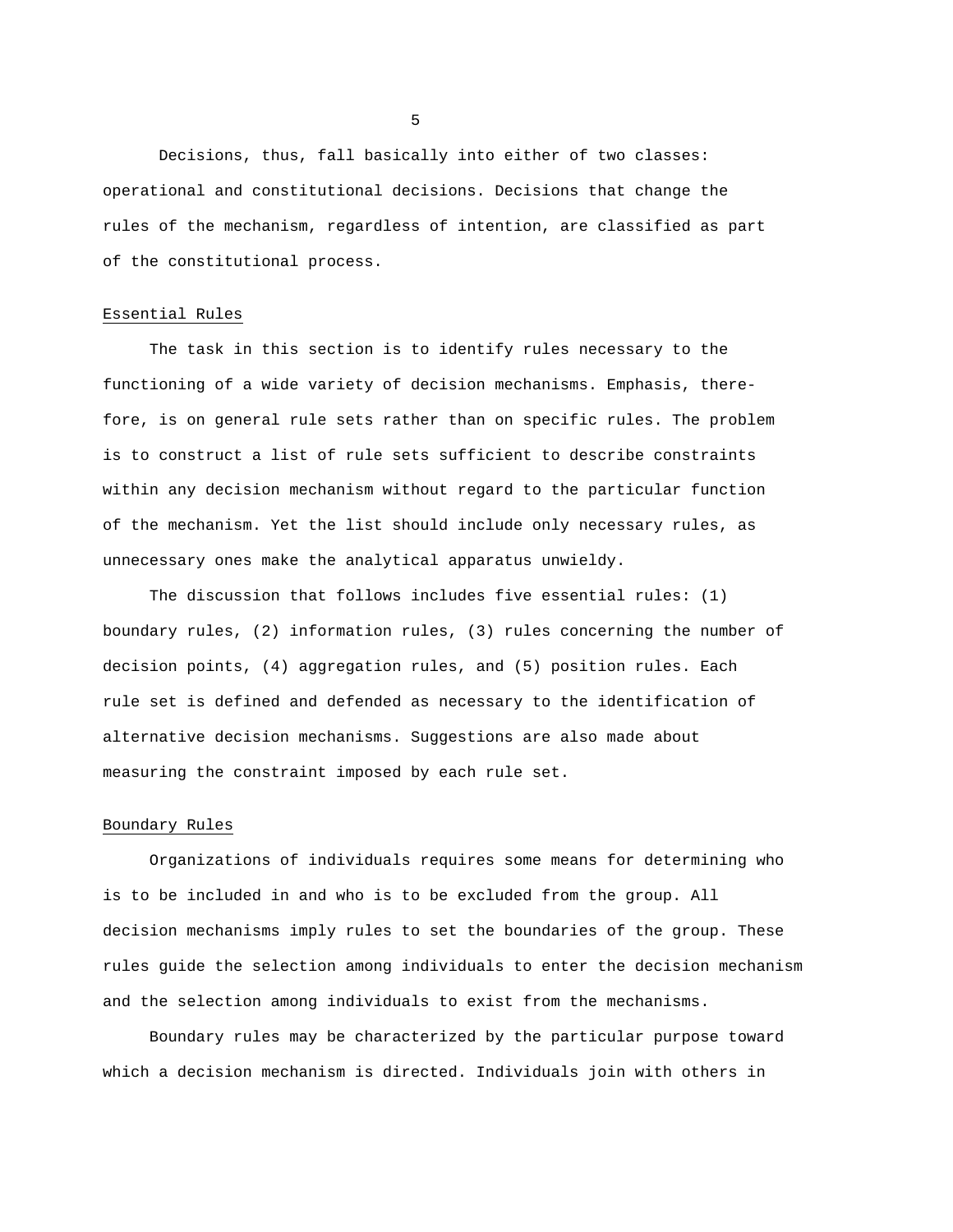Decisions, thus, fall basically into either of two classes: operational and constitutional decisions. Decisions that change the rules of the mechanism, regardless of intention, are classified as part of the constitutional process.

## Essential Rules

The task in this section is to identify rules necessary to the functioning of a wide variety of decision mechanisms. Emphasis, therefore, is on general rule sets rather than on specific rules. The problem is to construct a list of rule sets sufficient to describe constraints within any decision mechanism without regard to the particular function of the mechanism. Yet the list should include only necessary rules, as unnecessary ones make the analytical apparatus unwieldy.

The discussion that follows includes five essential rules: (1) boundary rules, (2) information rules, (3) rules concerning the number of decision points, (4) aggregation rules, and (5) position rules. Each rule set is defined and defended as necessary to the identification of alternative decision mechanisms. Suggestions are also made about measuring the constraint imposed by each rule set.

## Boundary Rules

Organizations of individuals requires some means for determining who is to be included in and who is to be excluded from the group. All decision mechanisms imply rules to set the boundaries of the group. These rules guide the selection among individuals to enter the decision mechanism and the selection among individuals to exist from the mechanisms.

Boundary rules may be characterized by the particular purpose toward which a decision mechanism is directed. Individuals join with others in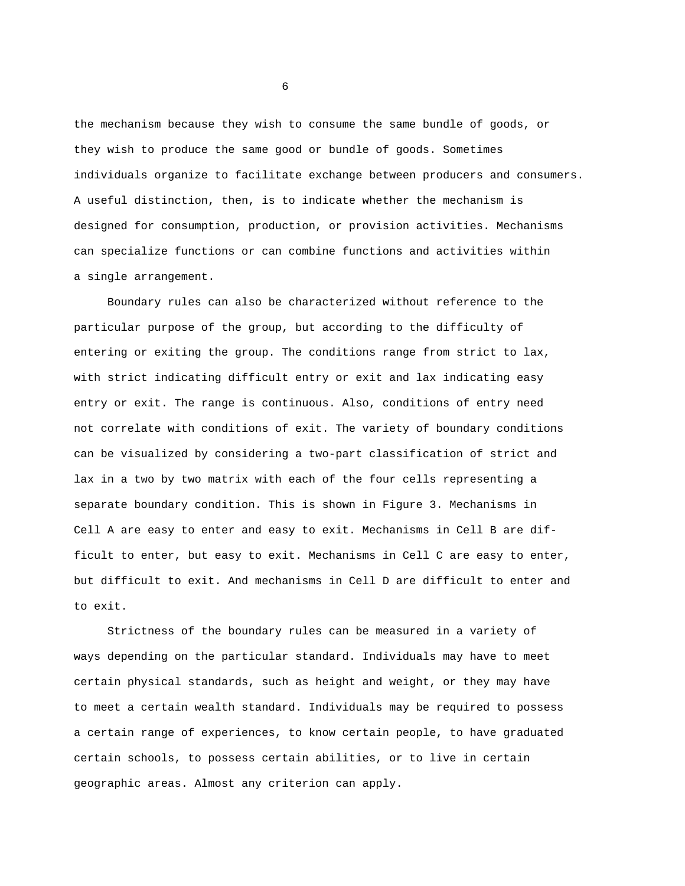the mechanism because they wish to consume the same bundle of goods, or they wish to produce the same good or bundle of goods. Sometimes individuals organize to facilitate exchange between producers and consumers. A useful distinction, then, is to indicate whether the mechanism is designed for consumption, production, or provision activities. Mechanisms can specialize functions or can combine functions and activities within a single arrangement.

Boundary rules can also be characterized without reference to the particular purpose of the group, but according to the difficulty of entering or exiting the group. The conditions range from strict to lax, with strict indicating difficult entry or exit and lax indicating easy entry or exit. The range is continuous. Also, conditions of entry need not correlate with conditions of exit. The variety of boundary conditions can be visualized by considering a two-part classification of strict and lax in a two by two matrix with each of the four cells representing a separate boundary condition. This is shown in Figure 3. Mechanisms in Cell A are easy to enter and easy to exit. Mechanisms in Cell B are difficult to enter, but easy to exit. Mechanisms in Cell C are easy to enter, but difficult to exit. And mechanisms in Cell D are difficult to enter and to exit.

Strictness of the boundary rules can be measured in a variety of ways depending on the particular standard. Individuals may have to meet certain physical standards, such as height and weight, or they may have to meet a certain wealth standard. Individuals may be required to possess a certain range of experiences, to know certain people, to have graduated certain schools, to possess certain abilities, or to live in certain geographic areas. Almost any criterion can apply.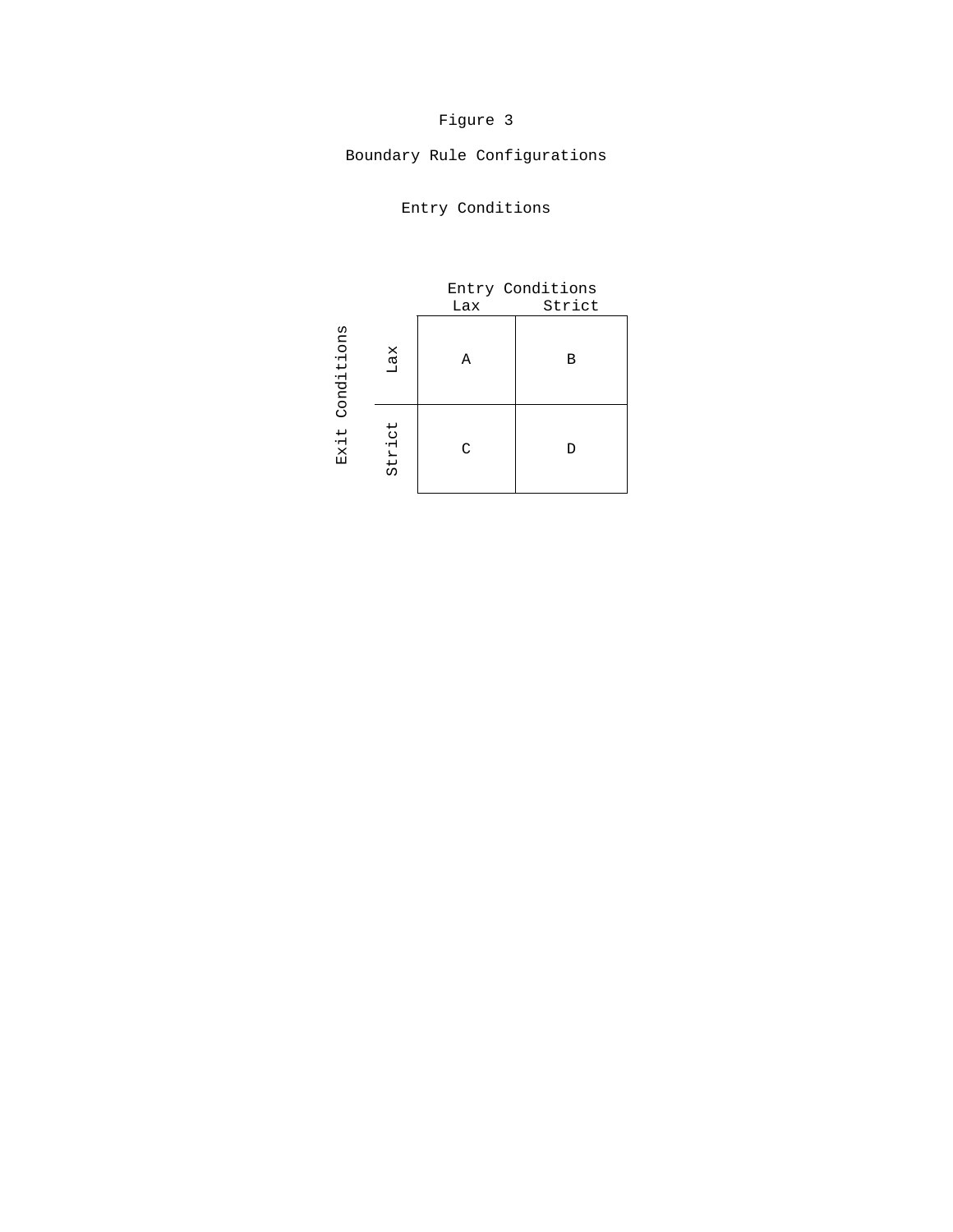Figure 3

Boundary Rule Configurations

Entry Conditions

| | | Entry Conditions | |
|---|---|---|---|
| | | Lax | Strict |
| Exit Conditions | Lax | A | B |
| | Strict | C | D |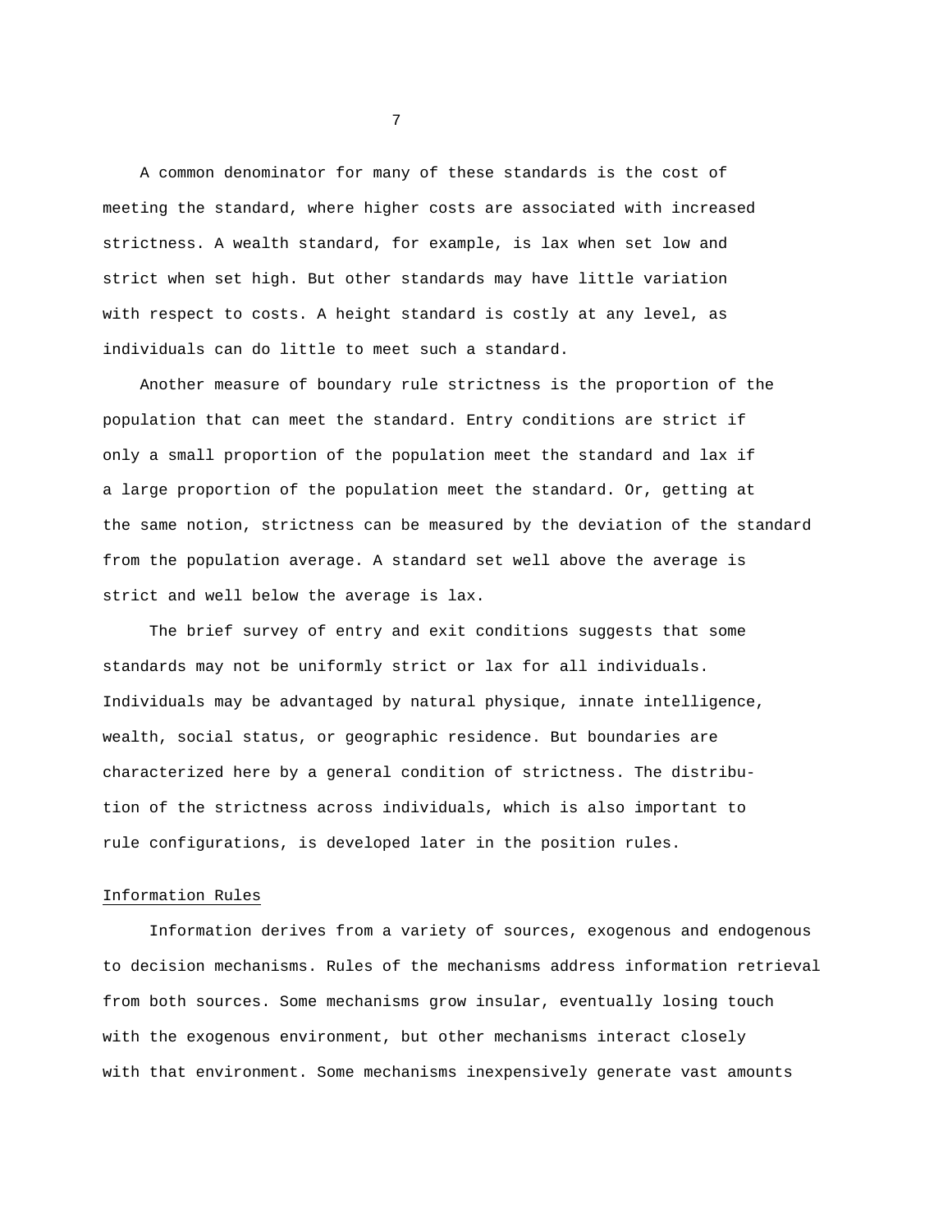A common denominator for many of these standards is the cost of meeting the standard, where higher costs are associated with increased strictness. A wealth standard, for example, is lax when set low and strict when set high. But other standards may have little variation with respect to costs. A height standard is costly at any level, as individuals can do little to meet such a standard.

Another measure of boundary rule strictness is the proportion of the population that can meet the standard. Entry conditions are strict if only a small proportion of the population meet the standard and lax if a large proportion of the population meet the standard. Or, getting at the same notion, strictness can be measured by the deviation of the standard from the population average. A standard set well above the average is strict and well below the average is lax.

The brief survey of entry and exit conditions suggests that some standards may not be uniformly strict or lax for all individuals. Individuals may be advantaged by natural physique, innate intelligence, wealth, social status, or geographic residence. But boundaries are characterized here by a general condition of strictness. The distribution of the strictness across individuals, which is also important to rule configurations, is developed later in the position rules.

## Information Rules

Information derives from a variety of sources, exogenous and endogenous to decision mechanisms. Rules of the mechanisms address information retrieval from both sources. Some mechanisms grow insular, eventually losing touch with the exogenous environment, but other mechanisms interact closely with that environment. Some mechanisms inexpensively generate vast amounts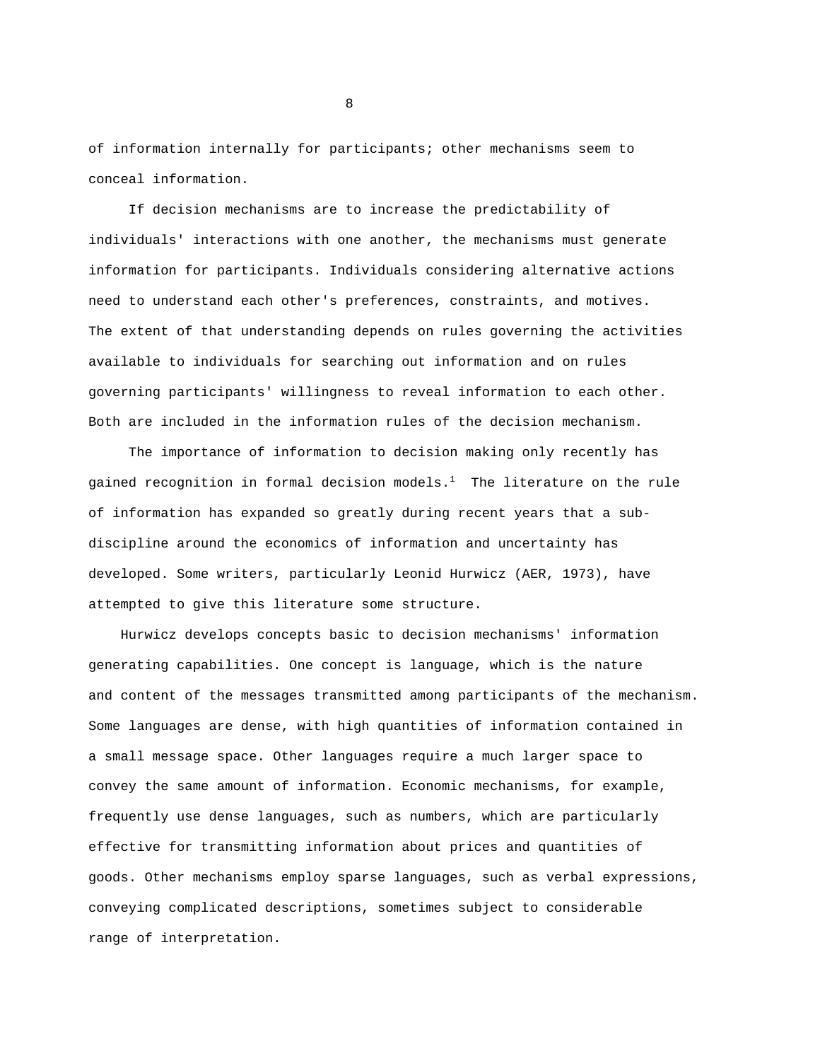of information internally for participants; other mechanisms seem to conceal information.

If decision mechanisms are to increase the predictability of individuals' interactions with one another, the mechanisms must generate information for participants. Individuals considering alternative actions need to understand each other's preferences, constraints, and motives. The extent of that understanding depends on rules governing the activities available to individuals for searching out information and on rules governing participants' willingness to reveal information to each other. Both are included in the information rules of the decision mechanism.

The importance of information to decision making only recently has gained recognition in formal decision models.[1] The literature on the rule of information has expanded so greatly during recent years that a sub-discipline around the economics of information and uncertainty has developed. Some writers, particularly Leonid Hurwicz (AER, 1973), have attempted to give this literature some structure.

Hurwicz develops concepts basic to decision mechanisms' information generating capabilities. One concept is language, which is the nature and content of the messages transmitted among participants of the mechanism. Some languages are dense, with high quantities of information contained in a small message space. Other languages require a much larger space to convey the same amount of information. Economic mechanisms, for example, frequently use dense languages, such as numbers, which are particularly effective for transmitting information about prices and quantities of goods. Other mechanisms employ sparse languages, such as verbal expressions, conveying complicated descriptions, sometimes subject to considerable range of interpretation.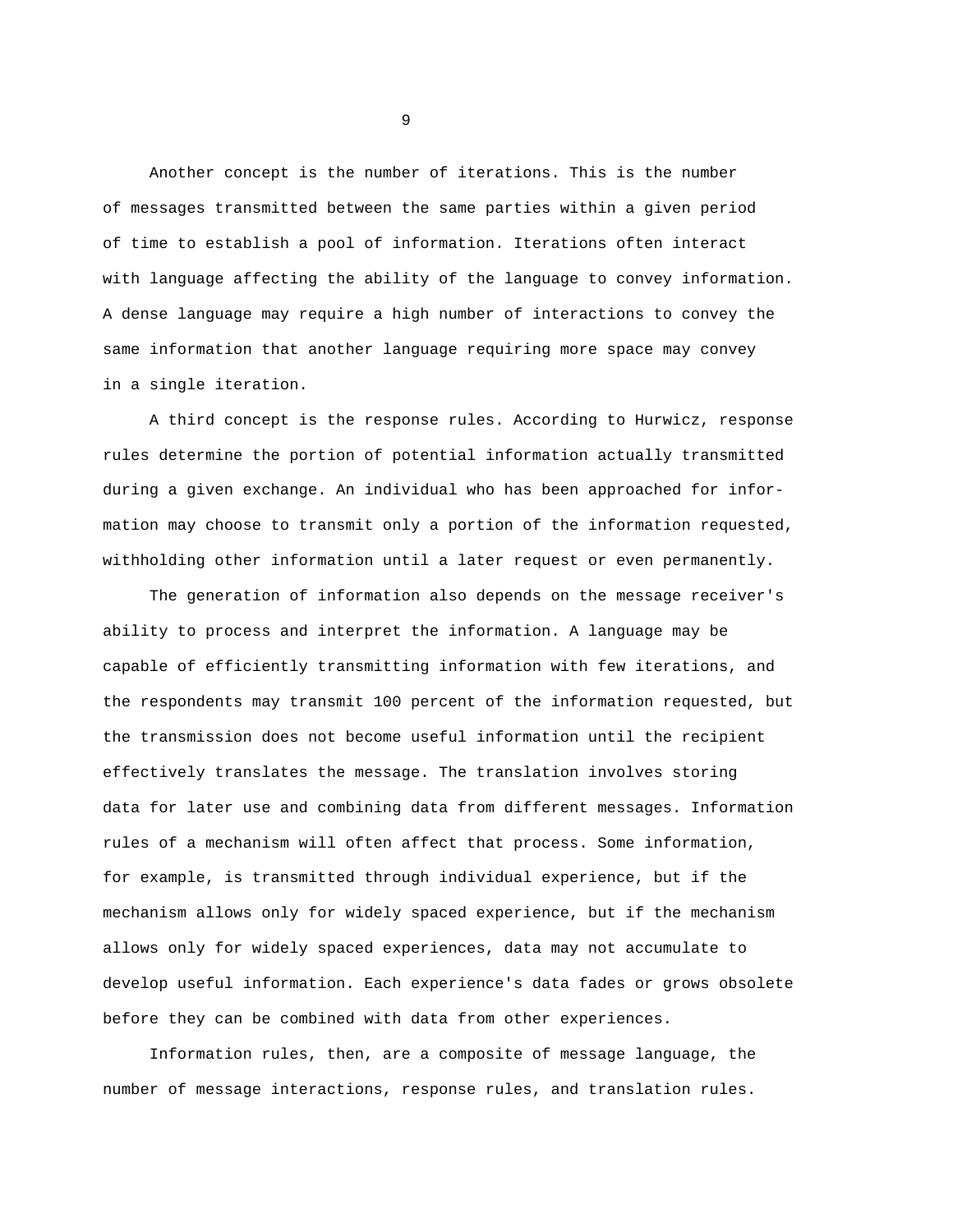Another concept is the number of iterations. This is the number of messages transmitted between the same parties within a given period of time to establish a pool of information. Iterations often interact with language affecting the ability of the language to convey information. A dense language may require a high number of interactions to convey the same information that another language requiring more space may convey in a single iteration.

A third concept is the response rules. According to Hurwicz, response rules determine the portion of potential information actually transmitted during a given exchange. An individual who has been approached for information may choose to transmit only a portion of the information requested, withholding other information until a later request or even permanently.

The generation of information also depends on the message receiver's ability to process and interpret the information. A language may be capable of efficiently transmitting information with few iterations, and the respondents may transmit 100 percent of the information requested, but the transmission does not become useful information until the recipient effectively translates the message. The translation involves storing data for later use and combining data from different messages. Information rules of a mechanism will often affect that process. Some information, for example, is transmitted through individual experience, but if the mechanism allows only for widely spaced experience, but if the mechanism allows only for widely spaced experiences, data may not accumulate to develop useful information. Each experience's data fades or grows obsolete before they can be combined with data from other experiences.

Information rules, then, are a composite of message language, the number of message interactions, response rules, and translation rules.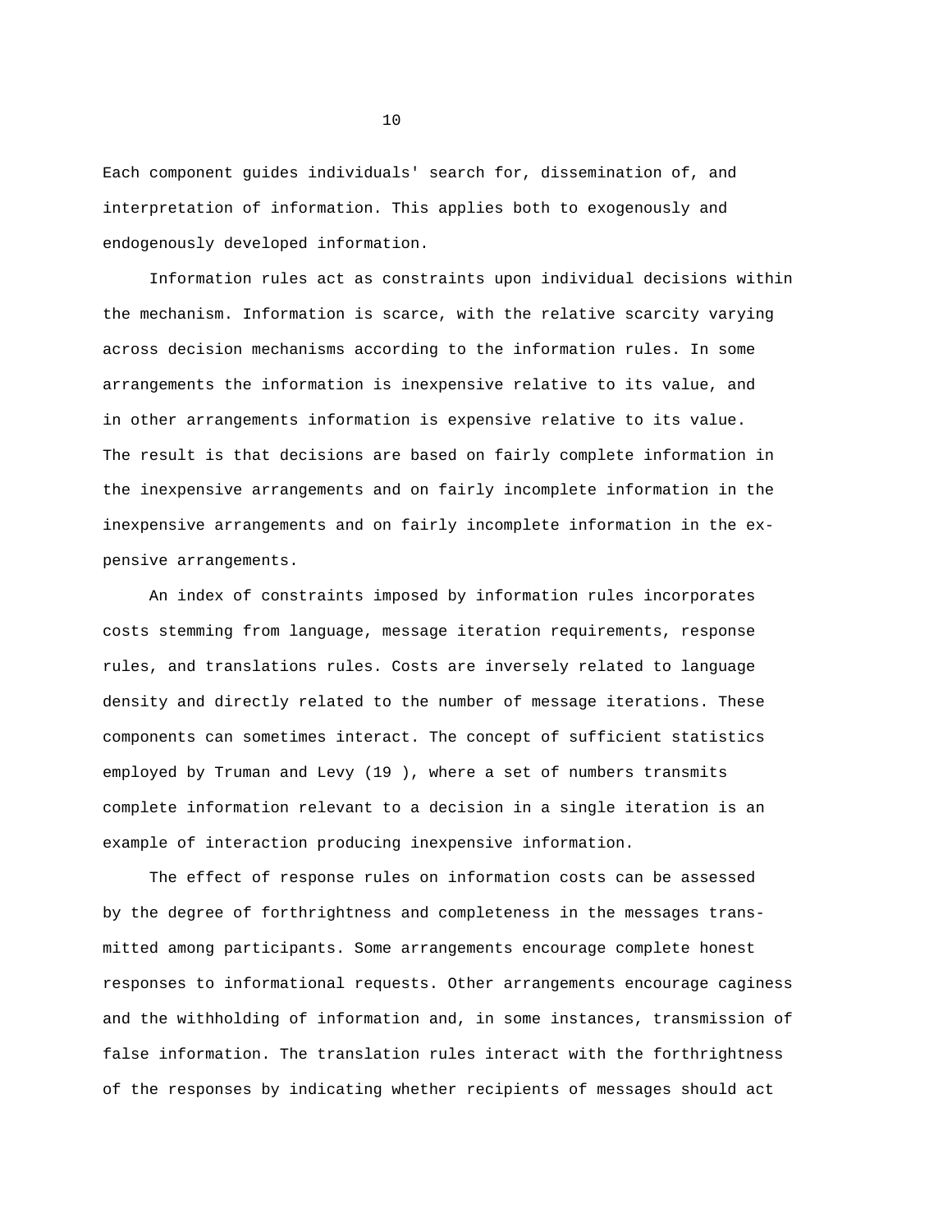Each component guides individuals' search for, dissemination of, and interpretation of information. This applies both to exogenously and endogenously developed information.

Information rules act as constraints upon individual decisions within the mechanism. Information is scarce, with the relative scarcity varying across decision mechanisms according to the information rules. In some arrangements the information is inexpensive relative to its value, and in other arrangements information is expensive relative to its value. The result is that decisions are based on fairly complete information in the inexpensive arrangements and on fairly incomplete information in the inexpensive arrangements and on fairly incomplete information in the expensive arrangements.

An index of constraints imposed by information rules incorporates costs stemming from language, message iteration requirements, response rules, and translations rules. Costs are inversely related to language density and directly related to the number of message iterations. These components can sometimes interact. The concept of sufficient statistics employed by Truman and Levy (19 ), where a set of numbers transmits complete information relevant to a decision in a single iteration is an example of interaction producing inexpensive information.

The effect of response rules on information costs can be assessed by the degree of forthrightness and completeness in the messages transmitted among participants. Some arrangements encourage complete honest responses to informational requests. Other arrangements encourage caginess and the withholding of information and, in some instances, transmission of false information. The translation rules interact with the forthrightness of the responses by indicating whether recipients of messages should act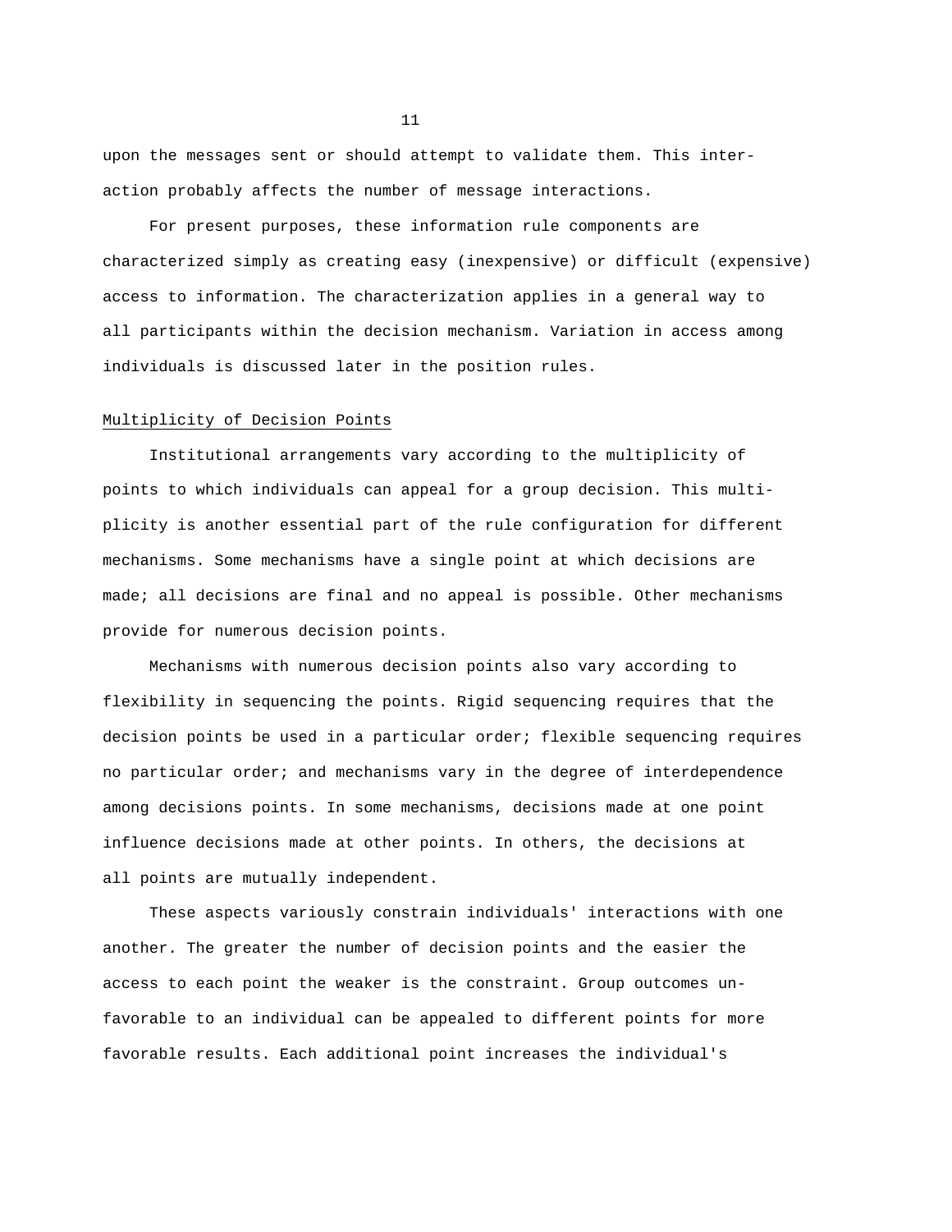upon the messages sent or should attempt to validate them. This interaction probably affects the number of message interactions.

For present purposes, these information rule components are characterized simply as creating easy (inexpensive) or difficult (expensive) access to information. The characterization applies in a general way to all participants within the decision mechanism. Variation in access among individuals is discussed later in the position rules.

## Multiplicity of Decision Points

Institutional arrangements vary according to the multiplicity of points to which individuals can appeal for a group decision. This multiplicity is another essential part of the rule configuration for different mechanisms. Some mechanisms have a single point at which decisions are made; all decisions are final and no appeal is possible. Other mechanisms provide for numerous decision points.

Mechanisms with numerous decision points also vary according to flexibility in sequencing the points. Rigid sequencing requires that the decision points be used in a particular order; flexible sequencing requires no particular order; and mechanisms vary in the degree of interdependence among decisions points. In some mechanisms, decisions made at one point influence decisions made at other points. In others, the decisions at all points are mutually independent.

These aspects variously constrain individuals' interactions with one another. The greater the number of decision points and the easier the access to each point the weaker is the constraint. Group outcomes unfavorable to an individual can be appealed to different points for more favorable results. Each additional point increases the individual's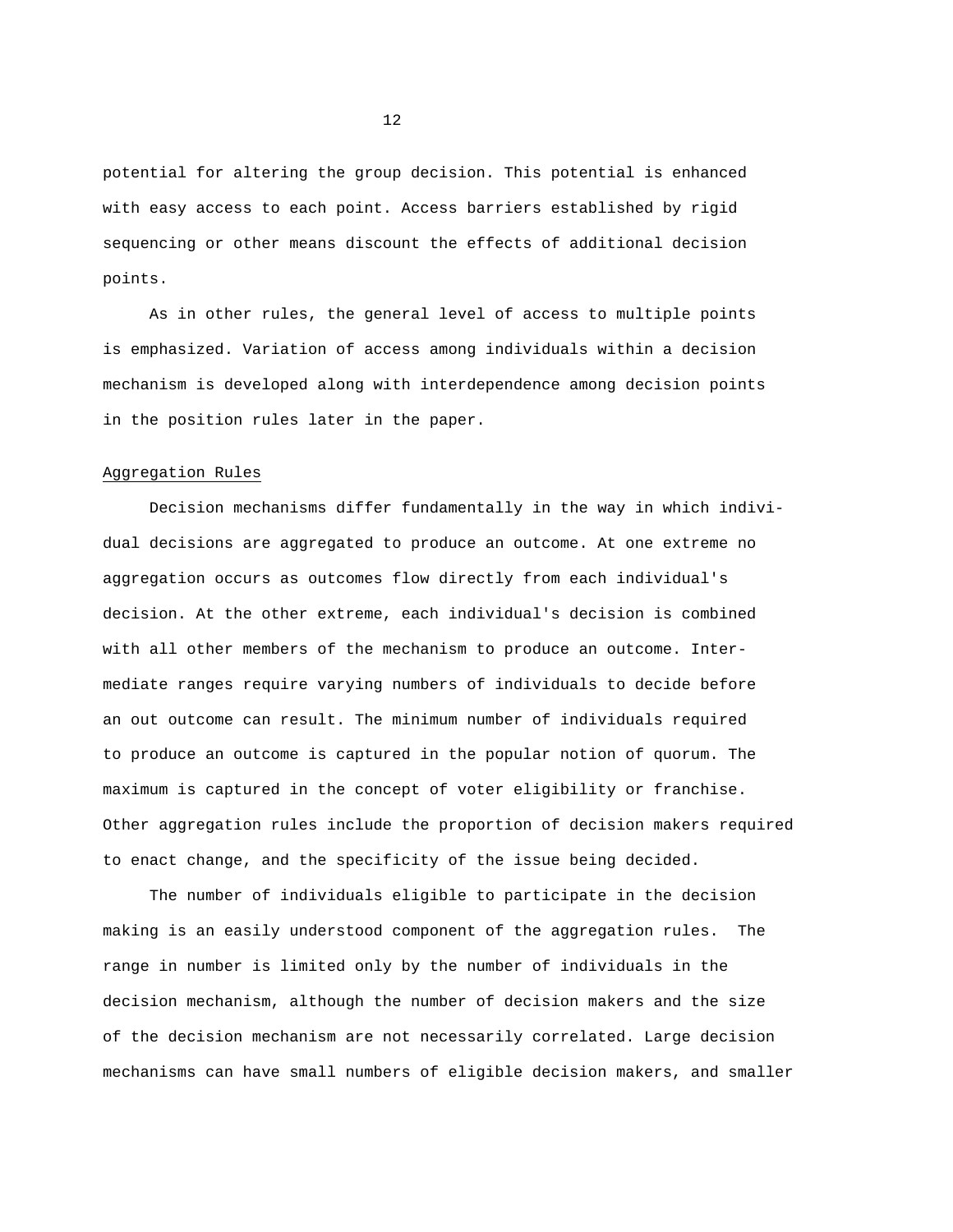potential for altering the group decision. This potential is enhanced with easy access to each point. Access barriers established by rigid sequencing or other means discount the effects of additional decision points.

As in other rules, the general level of access to multiple points is emphasized. Variation of access among individuals within a decision mechanism is developed along with interdependence among decision points in the position rules later in the paper.

### Aggregation Rules

Decision mechanisms differ fundamentally in the way in which individual decisions are aggregated to produce an outcome. At one extreme no aggregation occurs as outcomes flow directly from each individual's decision. At the other extreme, each individual's decision is combined with all other members of the mechanism to produce an outcome. Intermediate ranges require varying numbers of individuals to decide before an out outcome can result. The minimum number of individuals required to produce an outcome is captured in the popular notion of quorum. The maximum is captured in the concept of voter eligibility or franchise. Other aggregation rules include the proportion of decision makers required to enact change, and the specificity of the issue being decided.

The number of individuals eligible to participate in the decision making is an easily understood component of the aggregation rules. The range in number is limited only by the number of individuals in the decision mechanism, although the number of decision makers and the size of the decision mechanism are not necessarily correlated. Large decision mechanisms can have small numbers of eligible decision makers, and smaller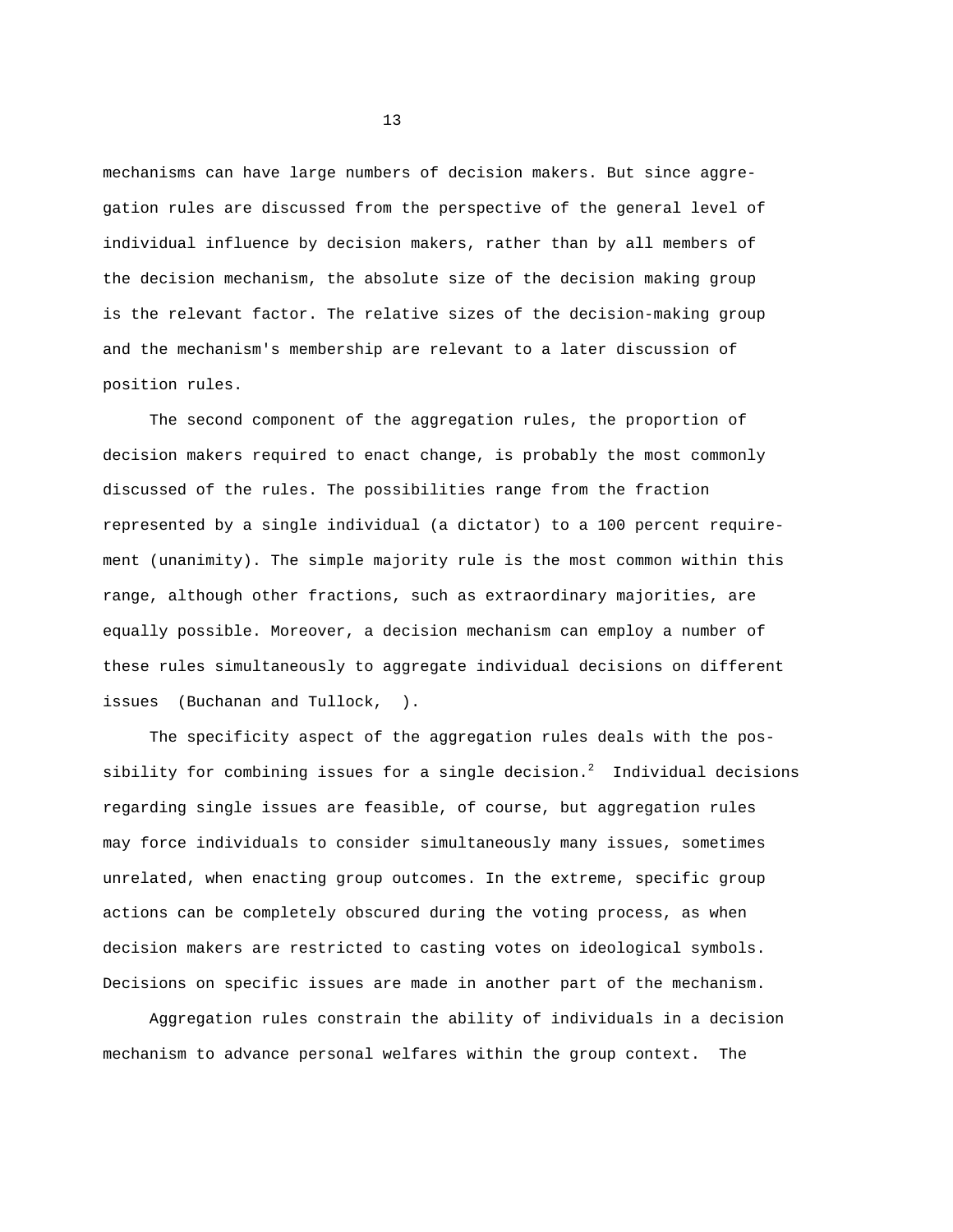mechanisms can have large numbers of decision makers. But since aggregation rules are discussed from the perspective of the general level of individual influence by decision makers, rather than by all members of the decision mechanism, the absolute size of the decision making group is the relevant factor. The relative sizes of the decision-making group and the mechanism's membership are relevant to a later discussion of position rules.

The second component of the aggregation rules, the proportion of decision makers required to enact change, is probably the most commonly discussed of the rules. The possibilities range from the fraction represented by a single individual (a dictator) to a 100 percent requirement (unanimity). The simple majority rule is the most common within this range, although other fractions, such as extraordinary majorities, are equally possible. Moreover, a decision mechanism can employ a number of these rules simultaneously to aggregate individual decisions on different issues (Buchanan and Tullock, ).

The specificity aspect of the aggregation rules deals with the possibility for combining issues for a single decision.[2] Individual decisions regarding single issues are feasible, of course, but aggregation rules may force individuals to consider simultaneously many issues, sometimes unrelated, when enacting group outcomes. In the extreme, specific group actions can be completely obscured during the voting process, as when decision makers are restricted to casting votes on ideological symbols. Decisions on specific issues are made in another part of the mechanism.

Aggregation rules constrain the ability of individuals in a decision mechanism to advance personal welfares within the group context. The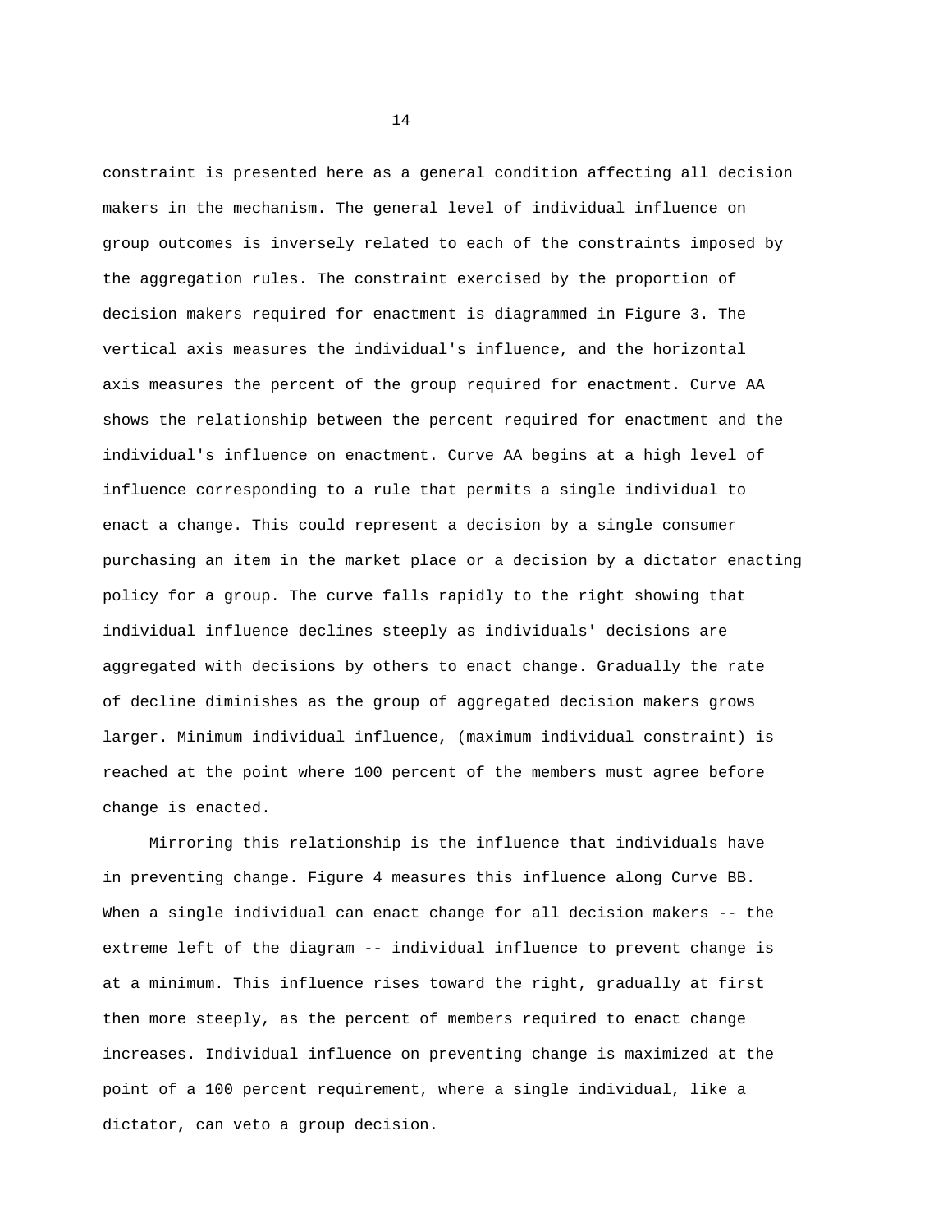constraint is presented here as a general condition affecting all decision makers in the mechanism. The general level of individual influence on group outcomes is inversely related to each of the constraints imposed by the aggregation rules. The constraint exercised by the proportion of decision makers required for enactment is diagrammed in Figure 3. The vertical axis measures the individual's influence, and the horizontal axis measures the percent of the group required for enactment. Curve AA shows the relationship between the percent required for enactment and the individual's influence on enactment. Curve AA begins at a high level of influence corresponding to a rule that permits a single individual to enact a change. This could represent a decision by a single consumer purchasing an item in the market place or a decision by a dictator enacting policy for a group. The curve falls rapidly to the right showing that individual influence declines steeply as individuals' decisions are aggregated with decisions by others to enact change. Gradually the rate of decline diminishes as the group of aggregated decision makers grows larger. Minimum individual influence, (maximum individual constraint) is reached at the point where 100 percent of the members must agree before change is enacted.

Mirroring this relationship is the influence that individuals have in preventing change. Figure 4 measures this influence along Curve BB. When a single individual can enact change for all decision makers -- the extreme left of the diagram -- individual influence to prevent change is at a minimum. This influence rises toward the right, gradually at first then more steeply, as the percent of members required to enact change increases. Individual influence on preventing change is maximized at the point of a 100 percent requirement, where a single individual, like a dictator, can veto a group decision.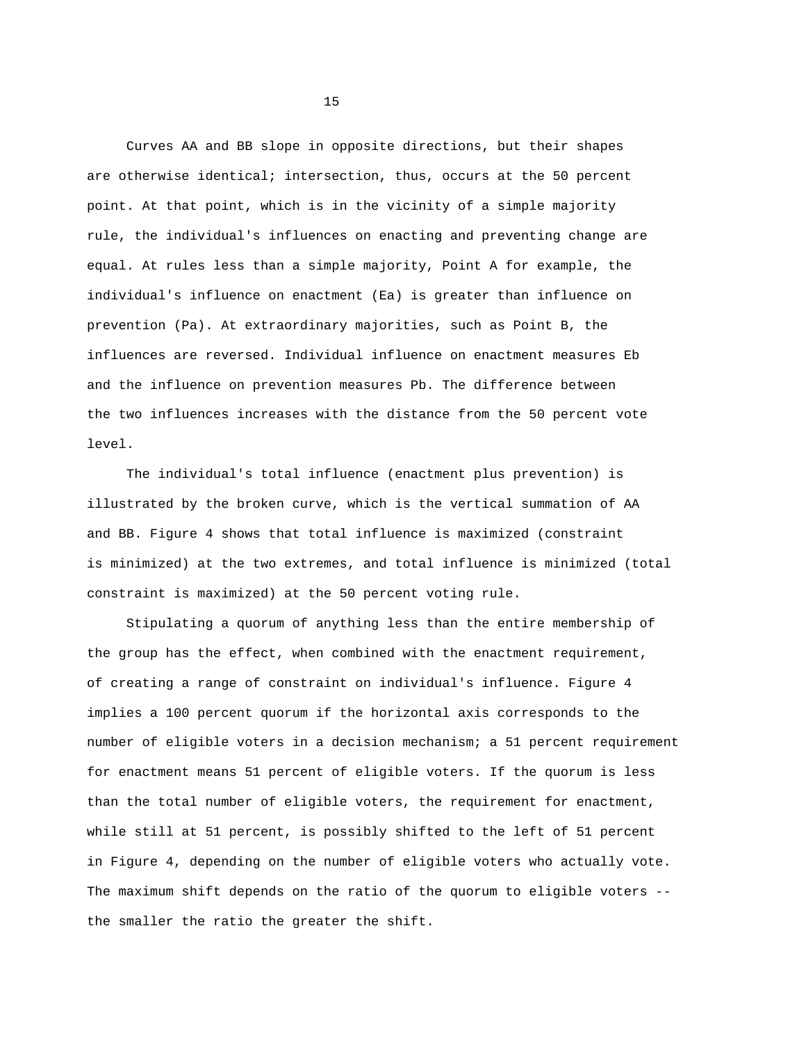Curves AA and BB slope in opposite directions, but their shapes are otherwise identical; intersection, thus, occurs at the 50 percent point. At that point, which is in the vicinity of a simple majority rule, the individual's influences on enacting and preventing change are equal. At rules less than a simple majority, Point A for example, the individual's influence on enactment (Ea) is greater than influence on prevention (Pa). At extraordinary majorities, such as Point B, the influences are reversed. Individual influence on enactment measures Eb and the influence on prevention measures Pb. The difference between the two influences increases with the distance from the 50 percent vote level.

The individual's total influence (enactment plus prevention) is illustrated by the broken curve, which is the vertical summation of AA and BB. Figure 4 shows that total influence is maximized (constraint is minimized) at the two extremes, and total influence is minimized (total constraint is maximized) at the 50 percent voting rule.

Stipulating a quorum of anything less than the entire membership of the group has the effect, when combined with the enactment requirement, of creating a range of constraint on individual's influence. Figure 4 implies a 100 percent quorum if the horizontal axis corresponds to the number of eligible voters in a decision mechanism; a 51 percent requirement for enactment means 51 percent of eligible voters. If the quorum is less than the total number of eligible voters, the requirement for enactment, while still at 51 percent, is possibly shifted to the left of 51 percent in Figure 4, depending on the number of eligible voters who actually vote. The maximum shift depends on the ratio of the quorum to eligible voters -- the smaller the ratio the greater the shift.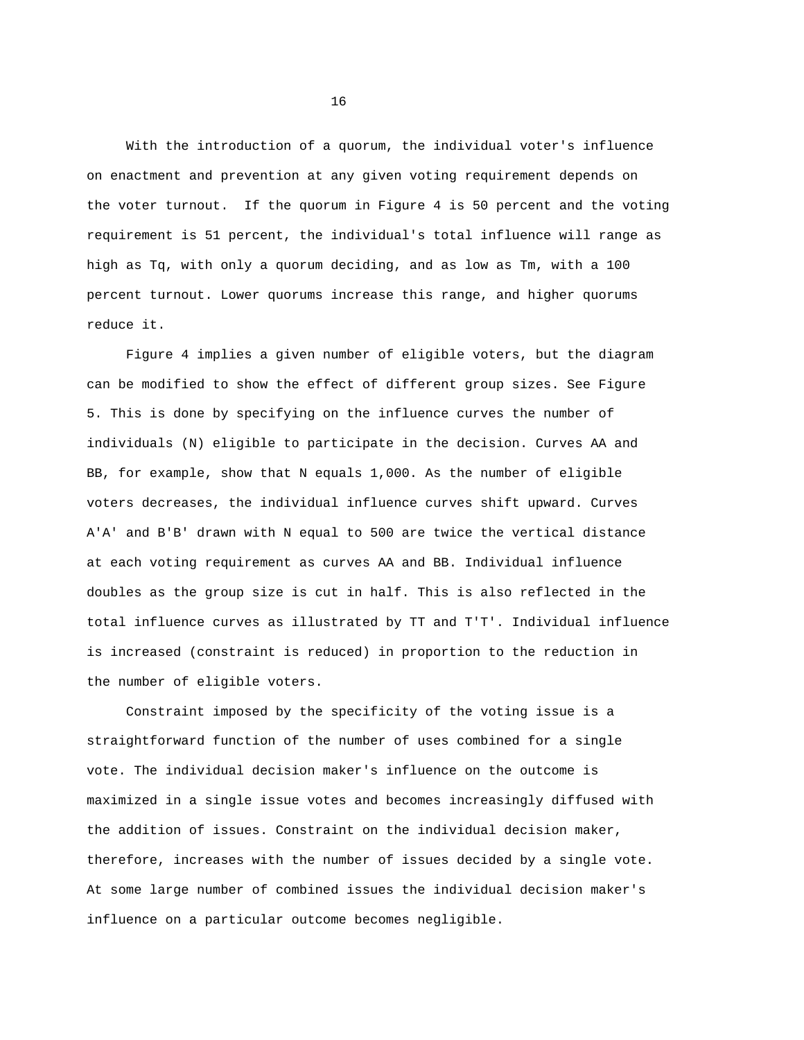With the introduction of a quorum, the individual voter's influence on enactment and prevention at any given voting requirement depends on the voter turnout. If the quorum in Figure 4 is 50 percent and the voting requirement is 51 percent, the individual's total influence will range as high as Tq, with only a quorum deciding, and as low as Tm, with a 100 percent turnout. Lower quorums increase this range, and higher quorums reduce it.

Figure 4 implies a given number of eligible voters, but the diagram can be modified to show the effect of different group sizes. See Figure 5. This is done by specifying on the influence curves the number of individuals (N) eligible to participate in the decision. Curves AA and BB, for example, show that N equals 1,000. As the number of eligible voters decreases, the individual influence curves shift upward. Curves A'A' and B'B' drawn with N equal to 500 are twice the vertical distance at each voting requirement as curves AA and BB. Individual influence doubles as the group size is cut in half. This is also reflected in the total influence curves as illustrated by TT and T'T'. Individual influence is increased (constraint is reduced) in proportion to the reduction in the number of eligible voters.

Constraint imposed by the specificity of the voting issue is a straightforward function of the number of uses combined for a single vote. The individual decision maker's influence on the outcome is maximized in a single issue votes and becomes increasingly diffused with the addition of issues. Constraint on the individual decision maker, therefore, increases with the number of issues decided by a single vote. At some large number of combined issues the individual decision maker's influence on a particular outcome becomes negligible.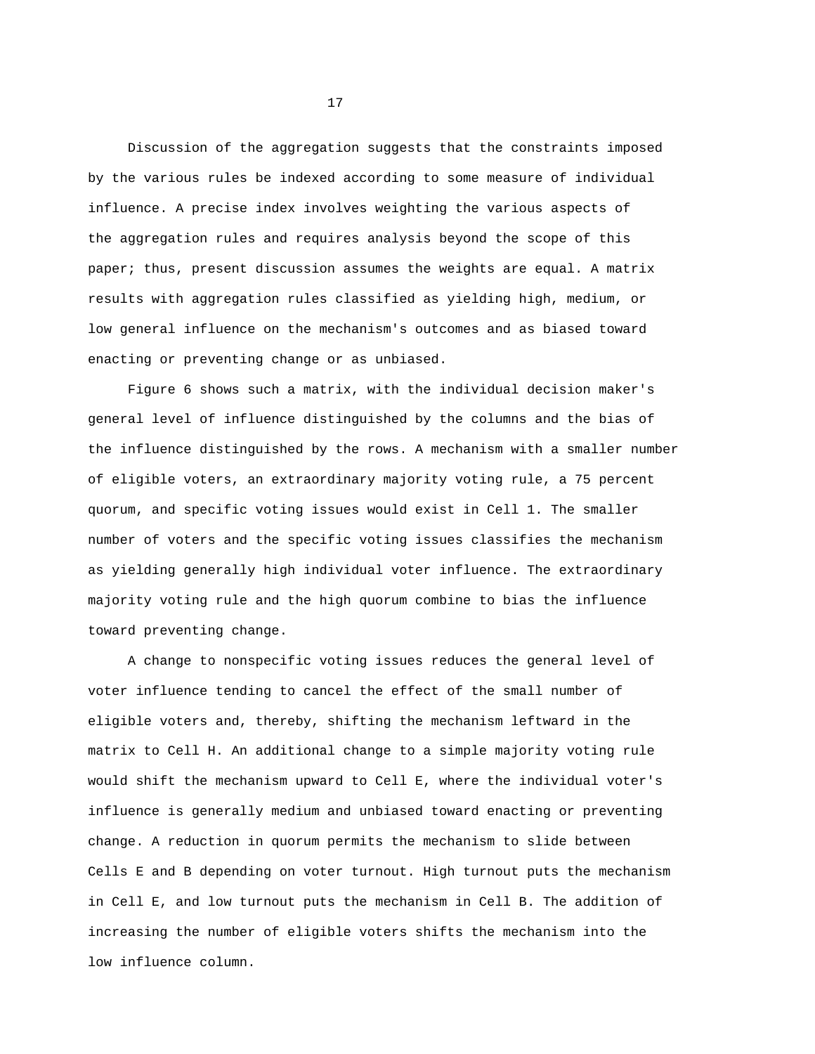Discussion of the aggregation suggests that the constraints imposed by the various rules be indexed according to some measure of individual influence. A precise index involves weighting the various aspects of the aggregation rules and requires analysis beyond the scope of this paper; thus, present discussion assumes the weights are equal. A matrix results with aggregation rules classified as yielding high, medium, or low general influence on the mechanism's outcomes and as biased toward enacting or preventing change or as unbiased.

Figure 6 shows such a matrix, with the individual decision maker's general level of influence distinguished by the columns and the bias of the influence distinguished by the rows. A mechanism with a smaller number of eligible voters, an extraordinary majority voting rule, a 75 percent quorum, and specific voting issues would exist in Cell 1. The smaller number of voters and the specific voting issues classifies the mechanism as yielding generally high individual voter influence. The extraordinary majority voting rule and the high quorum combine to bias the influence toward preventing change.

A change to nonspecific voting issues reduces the general level of voter influence tending to cancel the effect of the small number of eligible voters and, thereby, shifting the mechanism leftward in the matrix to Cell H. An additional change to a simple majority voting rule would shift the mechanism upward to Cell E, where the individual voter's influence is generally medium and unbiased toward enacting or preventing change. A reduction in quorum permits the mechanism to slide between Cells E and B depending on voter turnout. High turnout puts the mechanism in Cell E, and low turnout puts the mechanism in Cell B. The addition of increasing the number of eligible voters shifts the mechanism into the low influence column.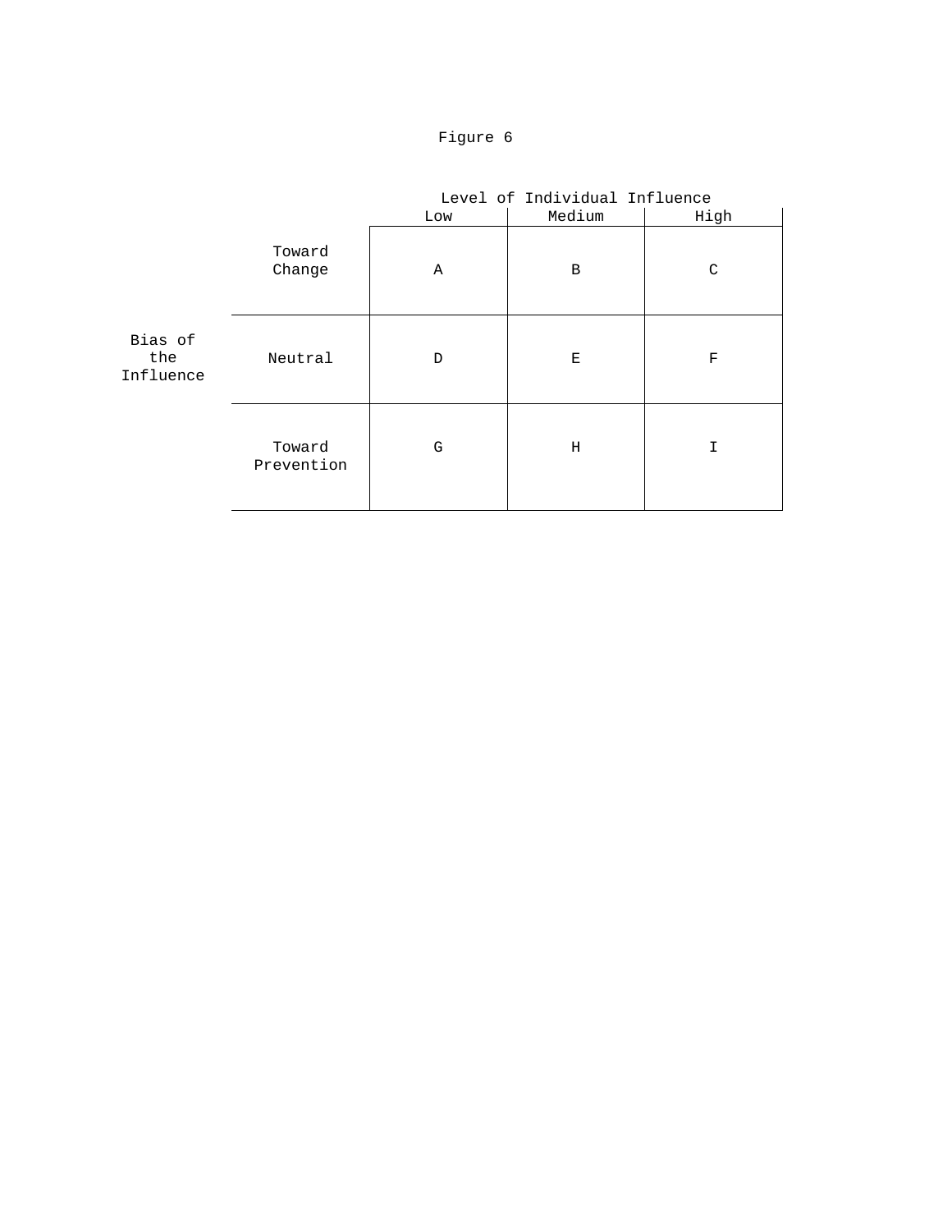Figure 6

| Bias of the Influence | | Level of Individual Influence | | |
|---|---|---|---|---|
| | | Low | Medium | High |
| | Toward Change | A | B | C |
| | Neutral | D | E | F |
| | Toward Prevention | G | H | I |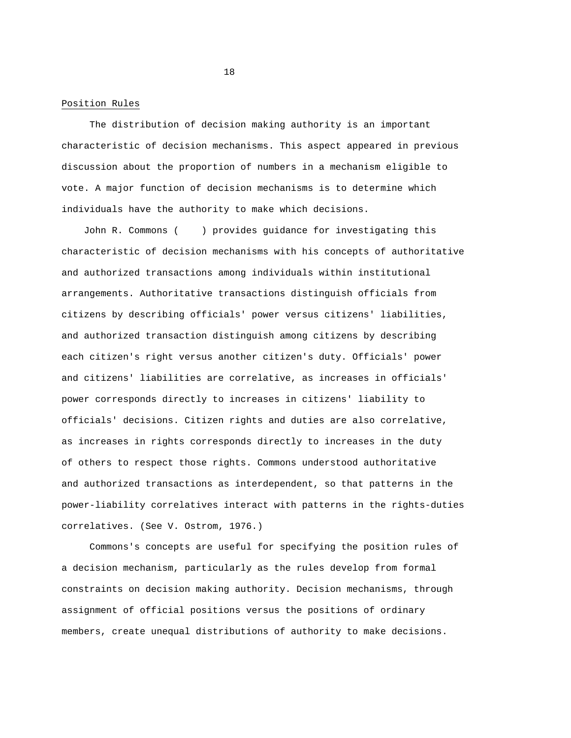Position Rules

The distribution of decision making authority is an important characteristic of decision mechanisms. This aspect appeared in previous discussion about the proportion of numbers in a mechanism eligible to vote. A major function of decision mechanisms is to determine which individuals have the authority to make which decisions.

John R. Commons (    ) provides guidance for investigating this characteristic of decision mechanisms with his concepts of authoritative and authorized transactions among individuals within institutional arrangements. Authoritative transactions distinguish officials from citizens by describing officials' power versus citizens' liabilities, and authorized transaction distinguish among citizens by describing each citizen's right versus another citizen's duty. Officials' power and citizens' liabilities are correlative, as increases in officials' power corresponds directly to increases in citizens' liability to officials' decisions. Citizen rights and duties are also correlative, as increases in rights corresponds directly to increases in the duty of others to respect those rights. Commons understood authoritative and authorized transactions as interdependent, so that patterns in the power-liability correlatives interact with patterns in the rights-duties correlatives. (See V. Ostrom, 1976.)

Commons's concepts are useful for specifying the position rules of a decision mechanism, particularly as the rules develop from formal constraints on decision making authority. Decision mechanisms, through assignment of official positions versus the positions of ordinary members, create unequal distributions of authority to make decisions.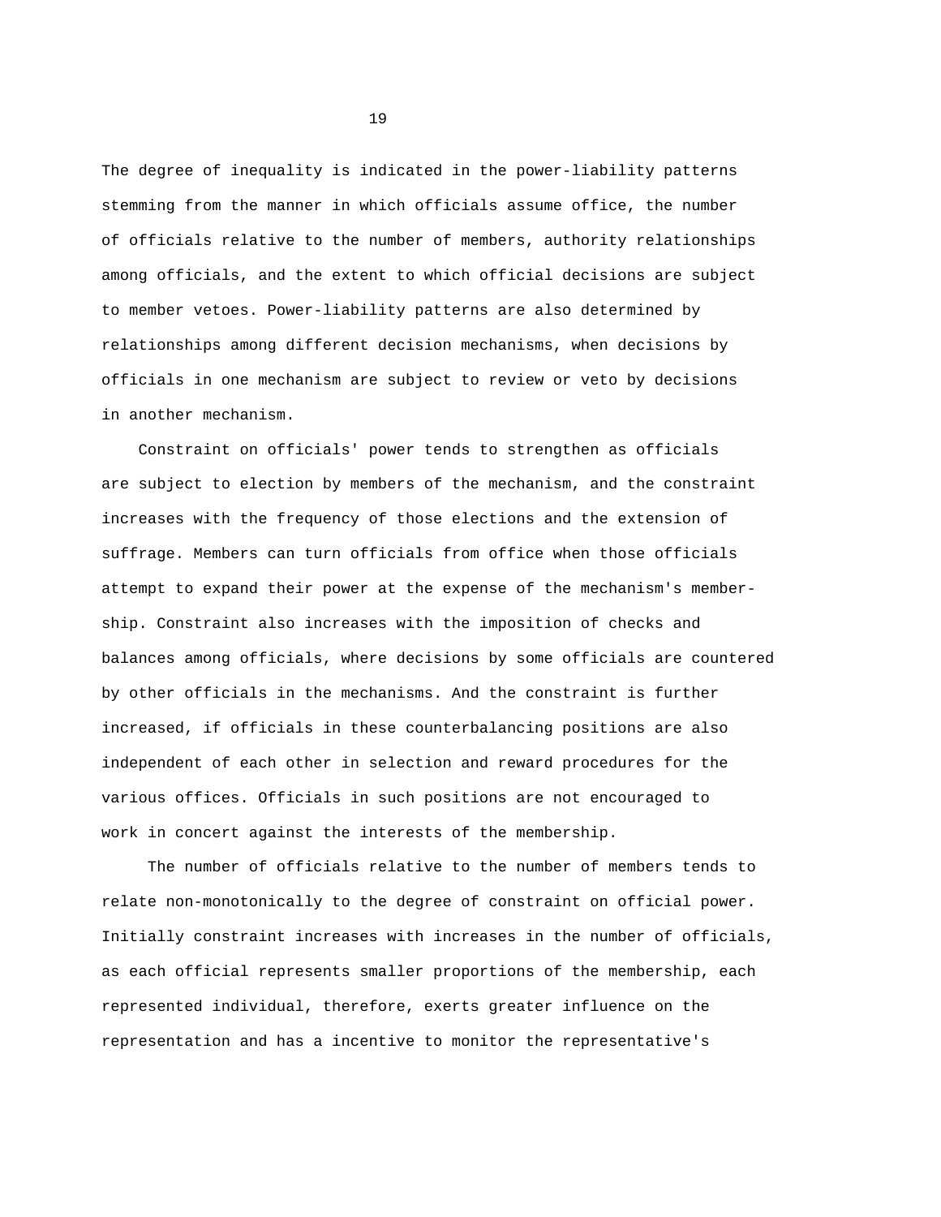The degree of inequality is indicated in the power-liability patterns stemming from the manner in which officials assume office, the number of officials relative to the number of members, authority relationships among officials, and the extent to which official decisions are subject to member vetoes. Power-liability patterns are also determined by relationships among different decision mechanisms, when decisions by officials in one mechanism are subject to review or veto by decisions in another mechanism.

Constraint on officials' power tends to strengthen as officials are subject to election by members of the mechanism, and the constraint increases with the frequency of those elections and the extension of suffrage. Members can turn officials from office when those officials attempt to expand their power at the expense of the mechanism's membership. Constraint also increases with the imposition of checks and balances among officials, where decisions by some officials are countered by other officials in the mechanisms. And the constraint is further increased, if officials in these counterbalancing positions are also independent of each other in selection and reward procedures for the various offices. Officials in such positions are not encouraged to work in concert against the interests of the membership.

The number of officials relative to the number of members tends to relate non-monotonically to the degree of constraint on official power. Initially constraint increases with increases in the number of officials, as each official represents smaller proportions of the membership, each represented individual, therefore, exerts greater influence on the representation and has a incentive to monitor the representative's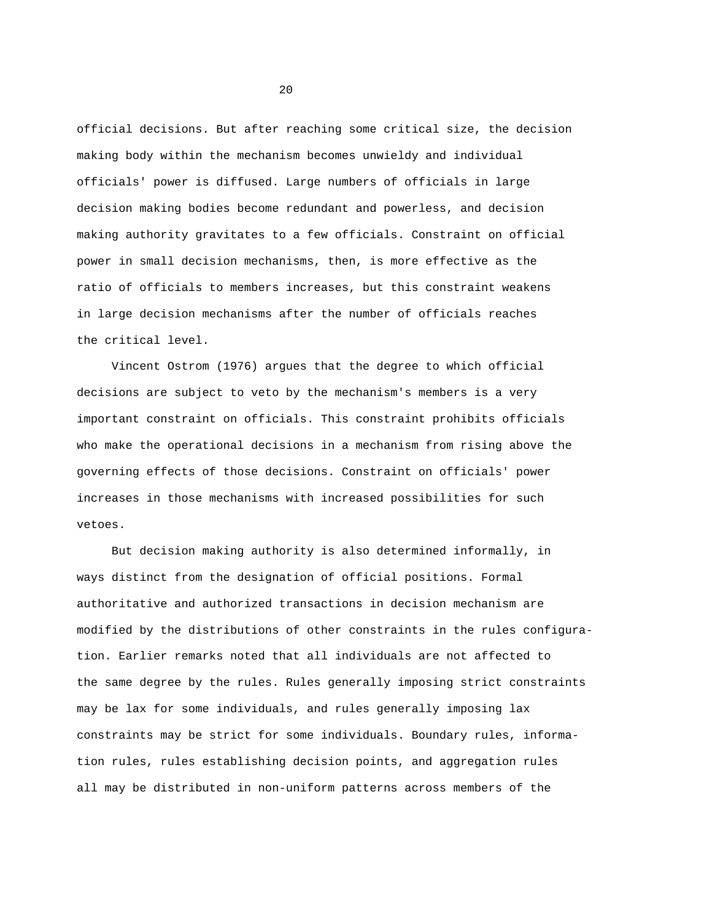official decisions. But after reaching some critical size, the decision making body within the mechanism becomes unwieldy and individual officials' power is diffused. Large numbers of officials in large decision making bodies become redundant and powerless, and decision making authority gravitates to a few officials. Constraint on official power in small decision mechanisms, then, is more effective as the ratio of officials to members increases, but this constraint weakens in large decision mechanisms after the number of officials reaches the critical level.

Vincent Ostrom (1976) argues that the degree to which official decisions are subject to veto by the mechanism's members is a very important constraint on officials. This constraint prohibits officials who make the operational decisions in a mechanism from rising above the governing effects of those decisions. Constraint on officials' power increases in those mechanisms with increased possibilities for such vetoes.

But decision making authority is also determined informally, in ways distinct from the designation of official positions. Formal authoritative and authorized transactions in decision mechanism are modified by the distributions of other constraints in the rules configuration. Earlier remarks noted that all individuals are not affected to the same degree by the rules. Rules generally imposing strict constraints may be lax for some individuals, and rules generally imposing lax constraints may be strict for some individuals. Boundary rules, information rules, rules establishing decision points, and aggregation rules all may be distributed in non-uniform patterns across members of the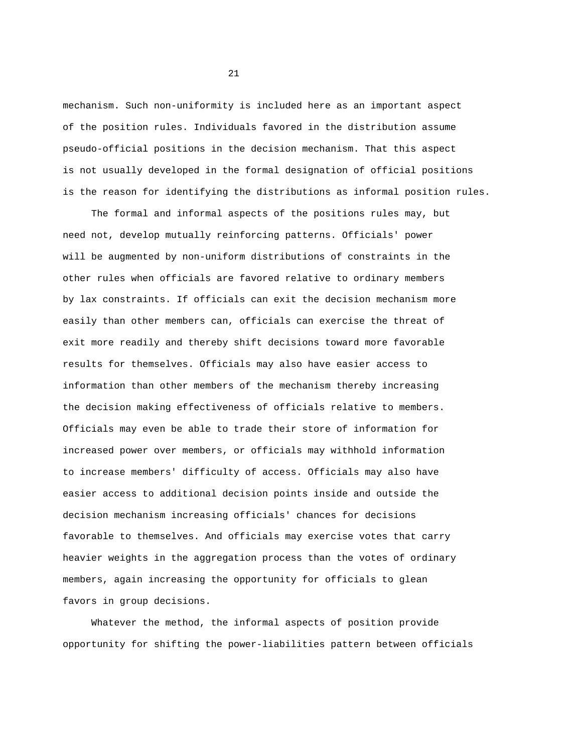mechanism. Such non-uniformity is included here as an important aspect of the position rules. Individuals favored in the distribution assume pseudo-official positions in the decision mechanism. That this aspect is not usually developed in the formal designation of official positions is the reason for identifying the distributions as informal position rules.

The formal and informal aspects of the positions rules may, but need not, develop mutually reinforcing patterns. Officials' power will be augmented by non-uniform distributions of constraints in the other rules when officials are favored relative to ordinary members by lax constraints. If officials can exit the decision mechanism more easily than other members can, officials can exercise the threat of exit more readily and thereby shift decisions toward more favorable results for themselves. Officials may also have easier access to information than other members of the mechanism thereby increasing the decision making effectiveness of officials relative to members. Officials may even be able to trade their store of information for increased power over members, or officials may withhold information to increase members' difficulty of access. Officials may also have easier access to additional decision points inside and outside the decision mechanism increasing officials' chances for decisions favorable to themselves. And officials may exercise votes that carry heavier weights in the aggregation process than the votes of ordinary members, again increasing the opportunity for officials to glean favors in group decisions.

Whatever the method, the informal aspects of position provide opportunity for shifting the power-liabilities pattern between officials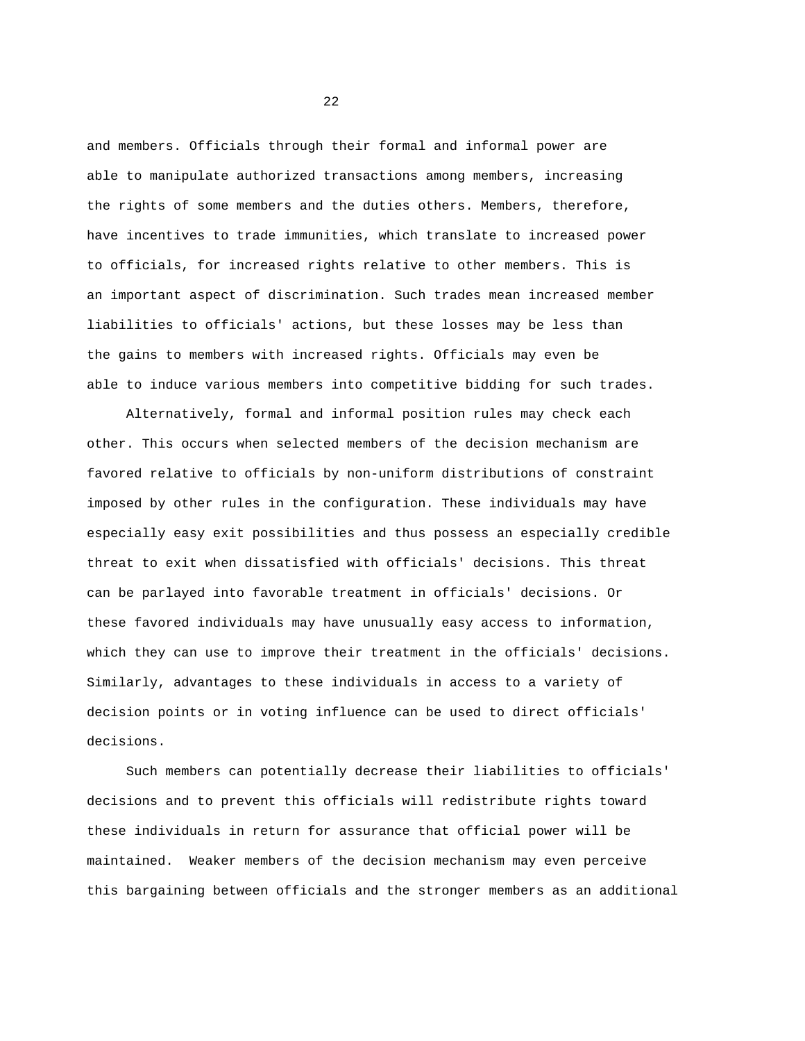and members. Officials through their formal and informal power are able to manipulate authorized transactions among members, increasing the rights of some members and the duties others. Members, therefore, have incentives to trade immunities, which translate to increased power to officials, for increased rights relative to other members. This is an important aspect of discrimination. Such trades mean increased member liabilities to officials' actions, but these losses may be less than the gains to members with increased rights. Officials may even be able to induce various members into competitive bidding for such trades.

Alternatively, formal and informal position rules may check each other. This occurs when selected members of the decision mechanism are favored relative to officials by non-uniform distributions of constraint imposed by other rules in the configuration. These individuals may have especially easy exit possibilities and thus possess an especially credible threat to exit when dissatisfied with officials' decisions. This threat can be parlayed into favorable treatment in officials' decisions. Or these favored individuals may have unusually easy access to information, which they can use to improve their treatment in the officials' decisions. Similarly, advantages to these individuals in access to a variety of decision points or in voting influence can be used to direct officials' decisions.

Such members can potentially decrease their liabilities to officials' decisions and to prevent this officials will redistribute rights toward these individuals in return for assurance that official power will be maintained. Weaker members of the decision mechanism may even perceive this bargaining between officials and the stronger members as an additional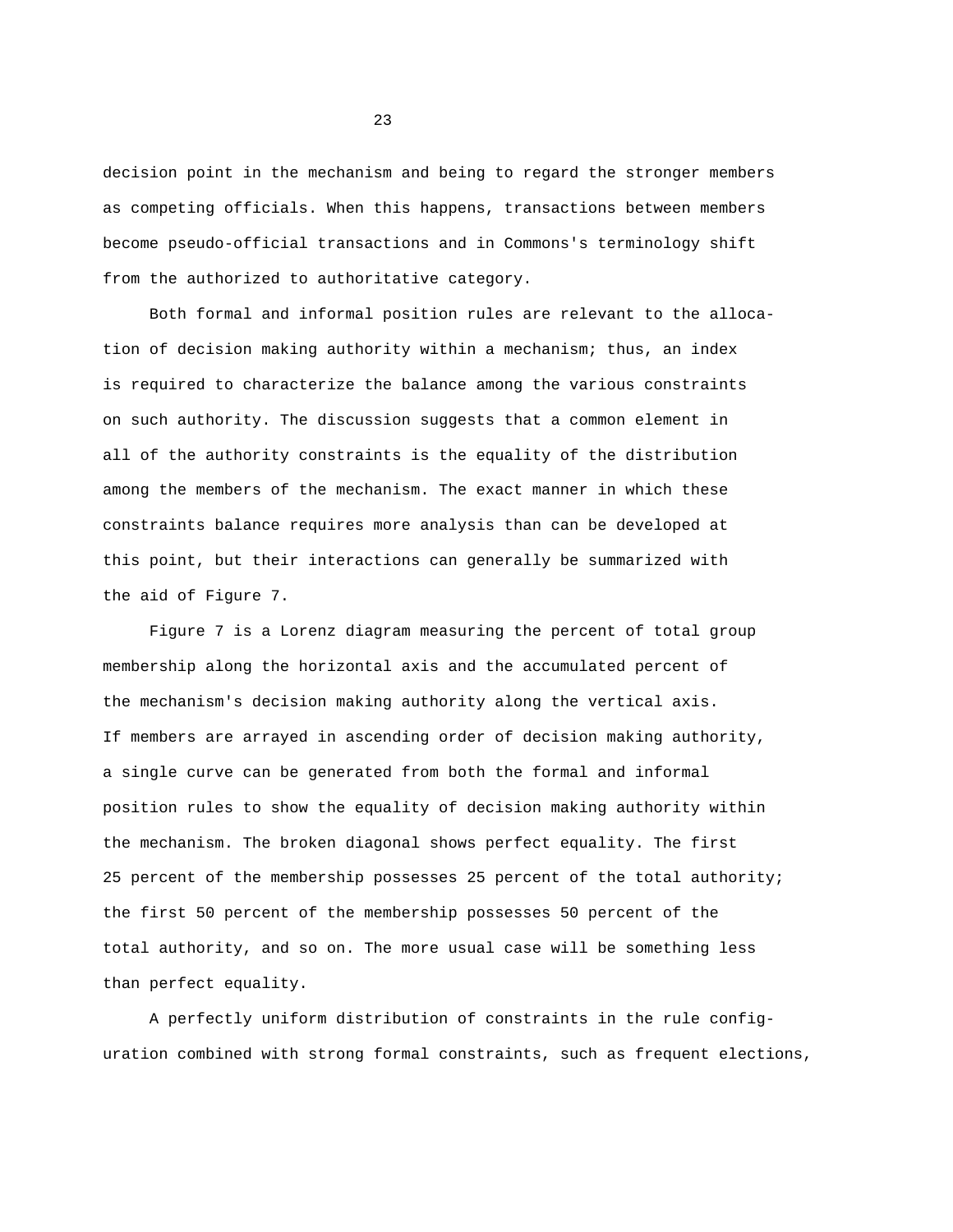decision point in the mechanism and being to regard the stronger members as competing officials. When this happens, transactions between members become pseudo-official transactions and in Commons's terminology shift from the authorized to authoritative category.

Both formal and informal position rules are relevant to the allocation of decision making authority within a mechanism; thus, an index is required to characterize the balance among the various constraints on such authority. The discussion suggests that a common element in all of the authority constraints is the equality of the distribution among the members of the mechanism. The exact manner in which these constraints balance requires more analysis than can be developed at this point, but their interactions can generally be summarized with the aid of Figure 7.

Figure 7 is a Lorenz diagram measuring the percent of total group membership along the horizontal axis and the accumulated percent of the mechanism's decision making authority along the vertical axis. If members are arrayed in ascending order of decision making authority, a single curve can be generated from both the formal and informal position rules to show the equality of decision making authority within the mechanism. The broken diagonal shows perfect equality. The first 25 percent of the membership possesses 25 percent of the total authority; the first 50 percent of the membership possesses 50 percent of the total authority, and so on. The more usual case will be something less than perfect equality.

A perfectly uniform distribution of constraints in the rule configuration combined with strong formal constraints, such as frequent elections,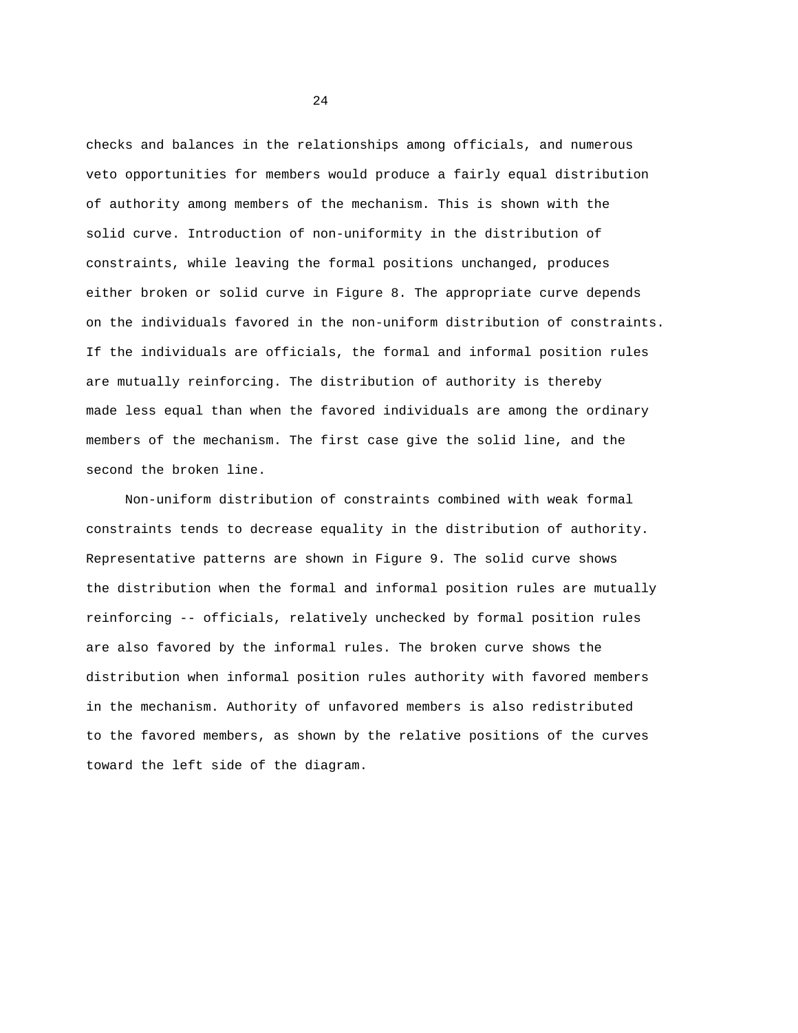checks and balances in the relationships among officials, and numerous veto opportunities for members would produce a fairly equal distribution of authority among members of the mechanism. This is shown with the solid curve. Introduction of non-uniformity in the distribution of constraints, while leaving the formal positions unchanged, produces either broken or solid curve in Figure 8. The appropriate curve depends on the individuals favored in the non-uniform distribution of constraints. If the individuals are officials, the formal and informal position rules are mutually reinforcing. The distribution of authority is thereby made less equal than when the favored individuals are among the ordinary members of the mechanism. The first case give the solid line, and the second the broken line.

Non-uniform distribution of constraints combined with weak formal constraints tends to decrease equality in the distribution of authority. Representative patterns are shown in Figure 9. The solid curve shows the distribution when the formal and informal position rules are mutually reinforcing -- officials, relatively unchecked by formal position rules are also favored by the informal rules. The broken curve shows the distribution when informal position rules authority with favored members in the mechanism. Authority of unfavored members is also redistributed to the favored members, as shown by the relative positions of the curves toward the left side of the diagram.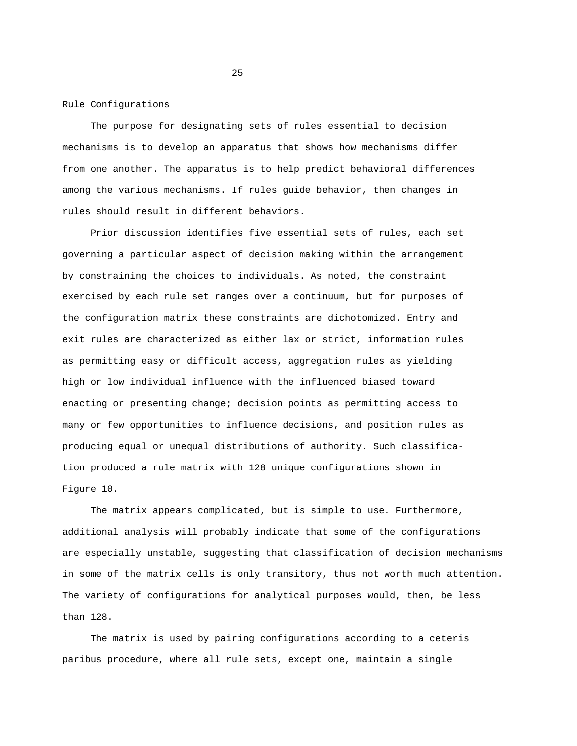## Rule Configurations

The purpose for designating sets of rules essential to decision mechanisms is to develop an apparatus that shows how mechanisms differ from one another. The apparatus is to help predict behavioral differences among the various mechanisms. If rules guide behavior, then changes in rules should result in different behaviors.

Prior discussion identifies five essential sets of rules, each set governing a particular aspect of decision making within the arrangement by constraining the choices to individuals. As noted, the constraint exercised by each rule set ranges over a continuum, but for purposes of the configuration matrix these constraints are dichotomized. Entry and exit rules are characterized as either lax or strict, information rules as permitting easy or difficult access, aggregation rules as yielding high or low individual influence with the influenced biased toward enacting or presenting change; decision points as permitting access to many or few opportunities to influence decisions, and position rules as producing equal or unequal distributions of authority. Such classification produced a rule matrix with 128 unique configurations shown in Figure 10.

The matrix appears complicated, but is simple to use. Furthermore, additional analysis will probably indicate that some of the configurations are especially unstable, suggesting that classification of decision mechanisms in some of the matrix cells is only transitory, thus not worth much attention. The variety of configurations for analytical purposes would, then, be less than 128.

The matrix is used by pairing configurations according to a ceteris paribus procedure, where all rule sets, except one, maintain a single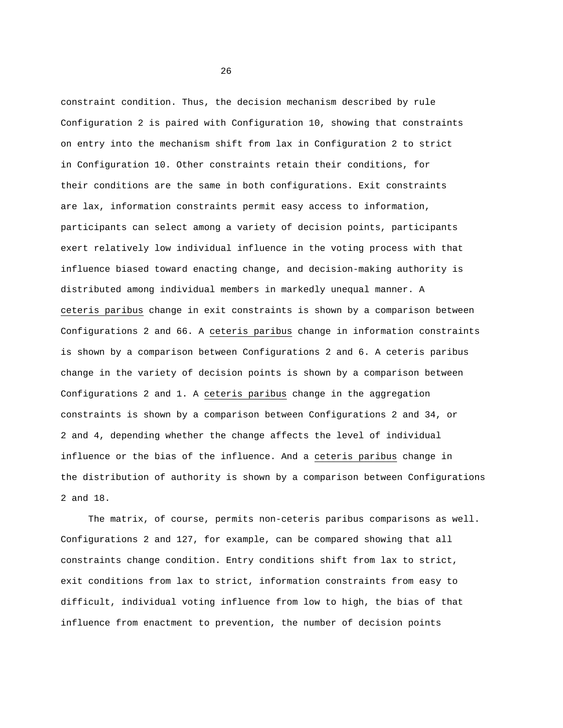constraint condition. Thus, the decision mechanism described by rule Configuration 2 is paired with Configuration 10, showing that constraints on entry into the mechanism shift from lax in Configuration 2 to strict in Configuration 10. Other constraints retain their conditions, for their conditions are the same in both configurations. Exit constraints are lax, information constraints permit easy access to information, participants can select among a variety of decision points, participants exert relatively low individual influence in the voting process with that influence biased toward enacting change, and decision-making authority is distributed among individual members in markedly unequal manner. A _ceteris paribus_ change in exit constraints is shown by a comparison between Configurations 2 and 66. A _ceteris paribus_ change in information constraints is shown by a comparison between Configurations 2 and 6. A ceteris paribus change in the variety of decision points is shown by a comparison between Configurations 2 and 1. A _ceteris paribus_ change in the aggregation constraints is shown by a comparison between Configurations 2 and 34, or 2 and 4, depending whether the change affects the level of individual influence or the bias of the influence. And a _ceteris paribus_ change in the distribution of authority is shown by a comparison between Configurations 2 and 18.

The matrix, of course, permits non-ceteris paribus comparisons as well. Configurations 2 and 127, for example, can be compared showing that all constraints change condition. Entry conditions shift from lax to strict, exit conditions from lax to strict, information constraints from easy to difficult, individual voting influence from low to high, the bias of that influence from enactment to prevention, the number of decision points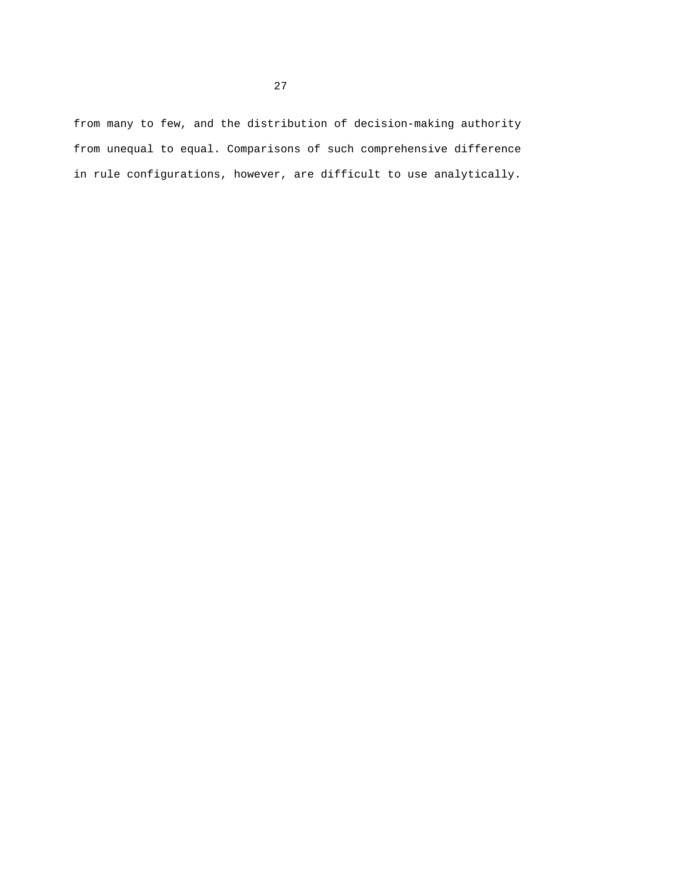from many to few, and the distribution of decision-making authority from unequal to equal. Comparisons of such comprehensive difference in rule configurations, however, are difficult to use analytically.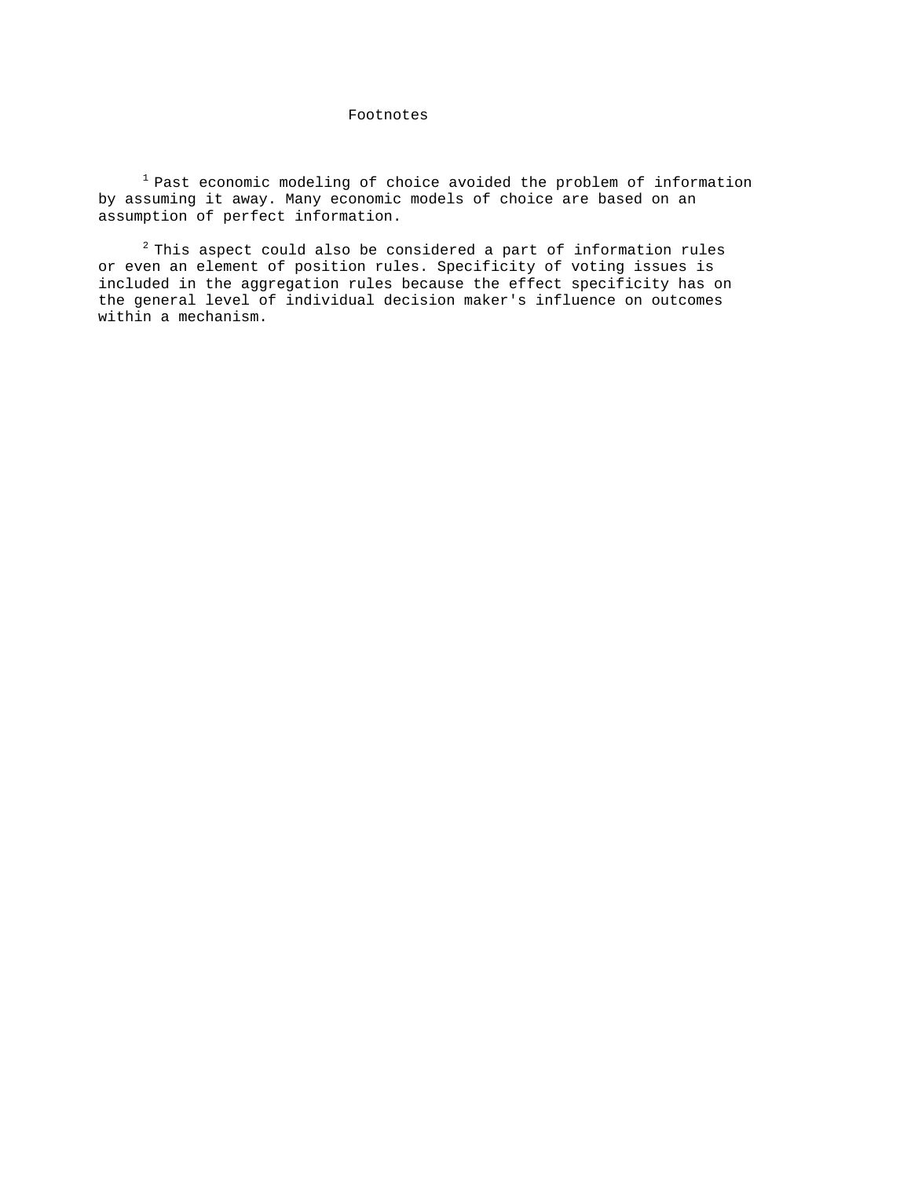# Footnotes

[1] Past economic modeling of choice avoided the problem of information by assuming it away. Many economic models of choice are based on an assumption of perfect information.

[2] This aspect could also be considered a part of information rules or even an element of position rules. Specificity of voting issues is included in the aggregation rules because the effect specificity has on the general level of individual decision maker's influence on outcomes within a mechanism.